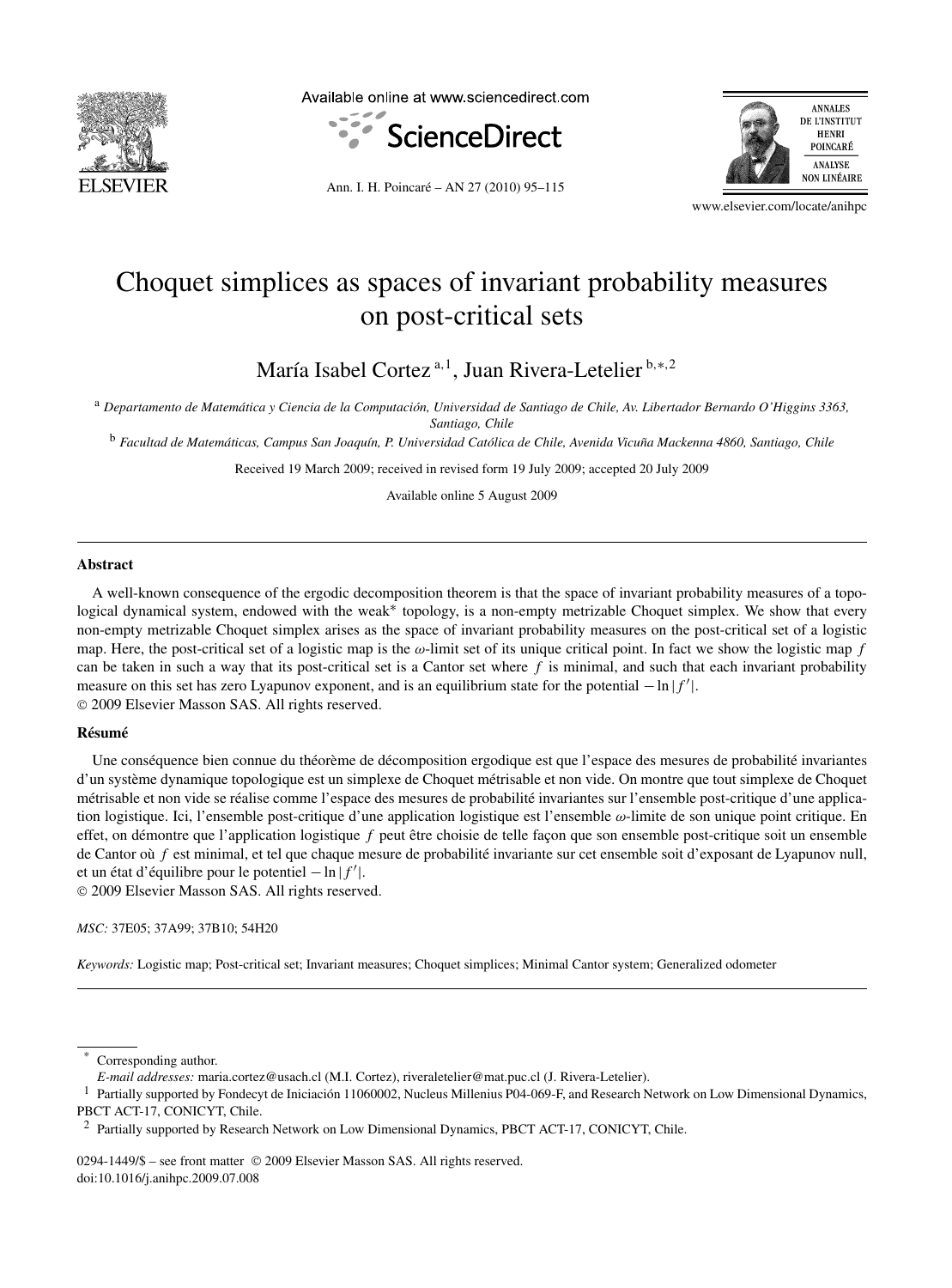# Choquet simplices as spaces of invariant probability measures on post-critical sets

María Isabel Cortez [a,1], Juan Rivera-Letelier [b,*,2]

[a] *Departamento de Matemática y Ciencia de la Computación, Universidad de Santiago de Chile, Av. Libertador Bernardo O'Higgins 3363, Santiago, Chile*

[b] *Facultad de Matemáticas, Campus San Joaquín, P. Universidad Católica de Chile, Avenida Vicuña Mackenna 4860, Santiago, Chile*

Received 19 March 2009; received in revised form 19 July 2009; accepted 20 July 2009

Available online 5 August 2009

---

### Abstract

A well-known consequence of the ergodic decomposition theorem is that the space of invariant probability measures of a topological dynamical system, endowed with the weak* topology, is a non-empty metrizable Choquet simplex. We show that every non-empty metrizable Choquet simplex arises as the space of invariant probability measures on the post-critical set of a logistic map. Here, the post-critical set of a logistic map is the $\omega$-limit set of its unique critical point. In fact we show the logistic map $f$ can be taken in such a way that its post-critical set is a Cantor set where $f$ is minimal, and such that each invariant probability measure on this set has zero Lyapunov exponent, and is an equilibrium state for the potential $-\ln|f'|$.

© 2009 Elsevier Masson SAS. All rights reserved.

### Résumé

Une conséquence bien connue du théorème de décomposition ergodique est que l'espace des mesures de probabilité invariantes d'un système dynamique topologique est un simplexe de Choquet métrisable et non vide. On montre que tout simplexe de Choquet métrisable et non vide se réalise comme l'espace des mesures de probabilité invariantes sur l'ensemble post-critique d'une application logistique. Ici, l'ensemble post-critique d'une application logistique est l'ensemble $\omega$-limite de son unique point critique. En effet, on démontre que l'application logistique $f$ peut être choisie de telle façon que son ensemble post-critique soit un ensemble de Cantor où $f$ est minimal, et tel que chaque mesure de probabilité invariante sur cet ensemble soit d'exposant de Lyapunov null, et un état d'équilibre pour le potentiel $-\ln|f'|$.

© 2009 Elsevier Masson SAS. All rights reserved.

*MSC:* 37E05; 37A99; 37B10; 54H20

*Keywords:* Logistic map; Post-critical set; Invariant measures; Choquet simplices; Minimal Cantor system; Generalized odometer

---

[*] Corresponding author.
*E-mail addresses:* maria.cortez@usach.cl (M.I. Cortez), riveraletelier@mat.puc.cl (J. Rivera-Letelier).

[1] Partially supported by Fondecyt de Iniciación 11060002, Nucleus Millenius P04-069-F, and Research Network on Low Dimensional Dynamics, PBCT ACT-17, CONICYT, Chile.

[2] Partially supported by Research Network on Low Dimensional Dynamics, PBCT ACT-17, CONICYT, Chile.

0294-1449/$ – see front matter © 2009 Elsevier Masson SAS. All rights reserved.
doi:10.1016/j.anihpc.2009.07.008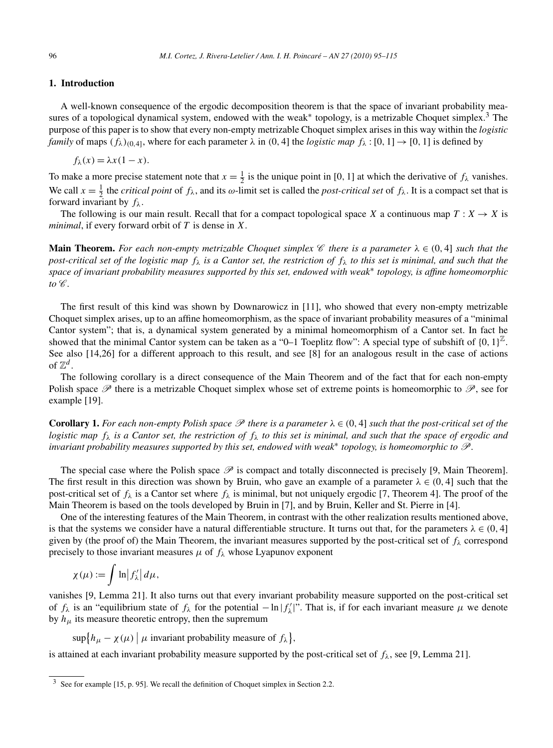## 1. Introduction

A well-known consequence of the ergodic decomposition theorem is that the space of invariant probability measures of a topological dynamical system, endowed with the weak* topology, is a metrizable Choquet simplex.[3] The purpose of this paper is to show that every non-empty metrizable Choquet simplex arises in this way within the *logistic family* of maps $(f_\lambda)_{(0,4]}$, where for each parameter $\lambda$ in $(0, 4]$ the *logistic map* $f_\lambda : [0, 1] \to [0, 1]$ is defined by

$$f_\lambda(x) = \lambda x(1 - x).$$

To make a more precise statement note that $x = \frac{1}{2}$ is the unique point in $[0, 1]$ at which the derivative of $f_\lambda$ vanishes. We call $x = \frac{1}{2}$ the *critical point* of $f_\lambda$, and its $\omega$-limit set is called the *post-critical set* of $f_\lambda$. It is a compact set that is forward invariant by $f_\lambda$.

The following is our main result. Recall that for a compact topological space $X$ a continuous map $T : X \to X$ is *minimal*, if every forward orbit of $T$ is dense in $X$.

**Main Theorem.** *For each non-empty metrizable Choquet simplex $\mathscr{C}$ there is a parameter $\lambda \in (0, 4]$ such that the post-critical set of the logistic map $f_\lambda$ is a Cantor set, the restriction of $f_\lambda$ to this set is minimal, and such that the space of invariant probability measures supported by this set, endowed with weak* topology, is affine homeomorphic to $\mathscr{C}$.*

The first result of this kind was shown by Downarowicz in [11], who showed that every non-empty metrizable Choquet simplex arises, up to an affine homeomorphism, as the space of invariant probability measures of a "minimal Cantor system"; that is, a dynamical system generated by a minimal homeomorphism of a Cantor set. In fact he showed that the minimal Cantor system can be taken as a "0–1 Toeplitz flow": A special type of subshift of $\{0, 1\}^{\mathbb{Z}}$. See also [14,26] for a different approach to this result, and see [8] for an analogous result in the case of actions of $\mathbb{Z}^d$.

The following corollary is a direct consequence of the Main Theorem and of the fact that for each non-empty Polish space $\mathscr{P}$ there is a metrizable Choquet simplex whose set of extreme points is homeomorphic to $\mathscr{P}$, see for example [19].

**Corollary 1.** *For each non-empty Polish space $\mathscr{P}$ there is a parameter $\lambda \in (0, 4]$ such that the post-critical set of the logistic map $f_\lambda$ is a Cantor set, the restriction of $f_\lambda$ to this set is minimal, and such that the space of ergodic and invariant probability measures supported by this set, endowed with weak* topology, is homeomorphic to $\mathscr{P}$.*

The special case where the Polish space $\mathscr{P}$ is compact and totally disconnected is precisely [9, Main Theorem]. The first result in this direction was shown by Bruin, who gave an example of a parameter $\lambda \in (0, 4]$ such that the post-critical set of $f_\lambda$ is a Cantor set where $f_\lambda$ is minimal, but not uniquely ergodic [7, Theorem 4]. The proof of the Main Theorem is based on the tools developed by Bruin in [7], and by Bruin, Keller and St. Pierre in [4].

One of the interesting features of the Main Theorem, in contrast with the other realization results mentioned above, is that the systems we consider have a natural differentiable structure. It turns out that, for the parameters $\lambda \in (0, 4]$ given by (the proof of) the Main Theorem, the invariant measures supported by the post-critical set of $f_\lambda$ correspond precisely to those invariant measures $\mu$ of $f_\lambda$ whose Lyapunov exponent

$$\chi(\mu) := \int \ln\left|f_\lambda'\right| d\mu,$$

vanishes [9, Lemma 21]. It also turns out that every invariant probability measure supported on the post-critical set of $f_\lambda$ is an "equilibrium state of $f_\lambda$ for the potential $-\ln|f_\lambda'|$". That is, if for each invariant measure $\mu$ we denote by $h_\mu$ its measure theoretic entropy, then the supremum

$$\sup\left\{h_\mu - \chi(\mu) \mid \mu \text{ invariant probability measure of } f_\lambda\right\},$$

is attained at each invariant probability measure supported by the post-critical set of $f_\lambda$, see [9, Lemma 21].

[3] See for example [15, p. 95]. We recall the definition of Choquet simplex in Section 2.2.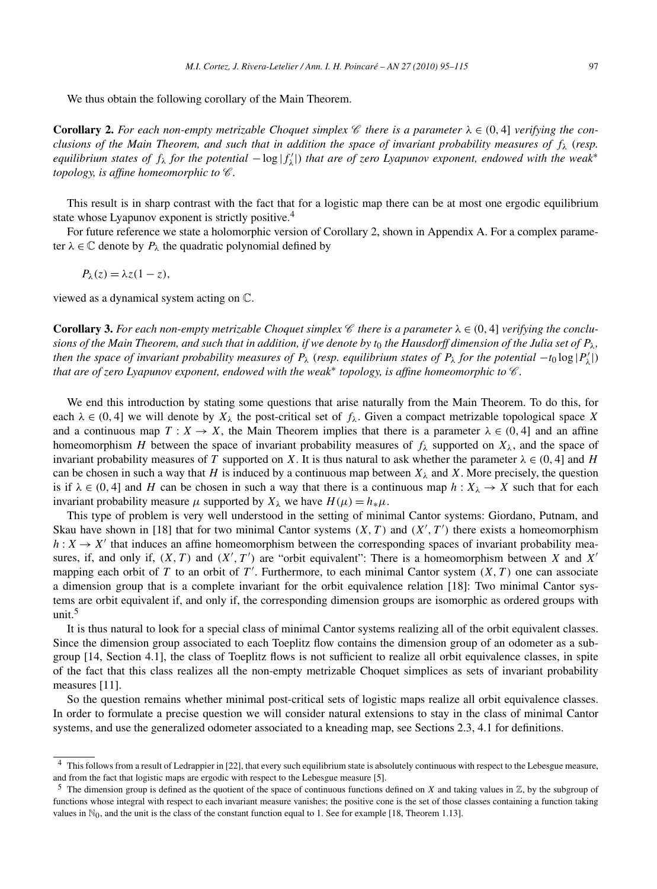We thus obtain the following corollary of the Main Theorem.

**Corollary 2.** *For each non-empty metrizable Choquet simplex $\mathscr{C}$ there is a parameter $\lambda \in (0,4]$ verifying the conclusions of the Main Theorem, and such that in addition the space of invariant probability measures of $f_\lambda$ (resp. equilibrium states of $f_\lambda$ for the potential $-\log|f'_\lambda|$) that are of zero Lyapunov exponent, endowed with the weak\* topology, is affine homeomorphic to $\mathscr{C}$.*

This result is in sharp contrast with the fact that for a logistic map there can be at most one ergodic equilibrium state whose Lyapunov exponent is strictly positive.[4]

For future reference we state a holomorphic version of Corollary 2, shown in Appendix A. For a complex parameter $\lambda \in \mathbb{C}$ denote by $P_\lambda$ the quadratic polynomial defined by

$$P_\lambda(z) = \lambda z(1-z),$$

viewed as a dynamical system acting on $\mathbb{C}$.

**Corollary 3.** *For each non-empty metrizable Choquet simplex $\mathscr{C}$ there is a parameter $\lambda \in (0,4]$ verifying the conclusions of the Main Theorem, and such that in addition, if we denote by $t_0$ the Hausdorff dimension of the Julia set of $P_\lambda$, then the space of invariant probability measures of $P_\lambda$ (resp. equilibrium states of $P_\lambda$ for the potential $-t_0\log|P'_\lambda|$) that are of zero Lyapunov exponent, endowed with the weak\* topology, is affine homeomorphic to $\mathscr{C}$.*

We end this introduction by stating some questions that arise naturally from the Main Theorem. To do this, for each $\lambda \in (0,4]$ we will denote by $X_\lambda$ the post-critical set of $f_\lambda$. Given a compact metrizable topological space $X$ and a continuous map $T : X \to X$, the Main Theorem implies that there is a parameter $\lambda \in (0,4]$ and an affine homeomorphism $H$ between the space of invariant probability measures of $f_\lambda$ supported on $X_\lambda$, and the space of invariant probability measures of $T$ supported on $X$. It is thus natural to ask whether the parameter $\lambda \in (0,4]$ and $H$ can be chosen in such a way that $H$ is induced by a continuous map between $X_\lambda$ and $X$. More precisely, the question is if $\lambda \in (0,4]$ and $H$ can be chosen in such a way that there is a continuous map $h : X_\lambda \to X$ such that for each invariant probability measure $\mu$ supported by $X_\lambda$ we have $H(\mu) = h_*\mu$.

This type of problem is very well understood in the setting of minimal Cantor systems: Giordano, Putnam, and Skau have shown in [18] that for two minimal Cantor systems $(X,T)$ and $(X',T')$ there exists a homeomorphism $h : X \to X'$ that induces an affine homeomorphism between the corresponding spaces of invariant probability measures, if, and only if, $(X,T)$ and $(X',T')$ are "orbit equivalent": There is a homeomorphism between $X$ and $X'$ mapping each orbit of $T$ to an orbit of $T'$. Furthermore, to each minimal Cantor system $(X,T)$ one can associate a dimension group that is a complete invariant for the orbit equivalence relation [18]: Two minimal Cantor systems are orbit equivalent if, and only if, the corresponding dimension groups are isomorphic as ordered groups with unit.[5]

It is thus natural to look for a special class of minimal Cantor systems realizing all of the orbit equivalent classes. Since the dimension group associated to each Toeplitz flow contains the dimension group of an odometer as a subgroup [14, Section 4.1], the class of Toeplitz flows is not sufficient to realize all orbit equivalence classes, in spite of the fact that this class realizes all the non-empty metrizable Choquet simplices as sets of invariant probability measures [11].

So the question remains whether minimal post-critical sets of logistic maps realize all orbit equivalence classes. In order to formulate a precise question we will consider natural extensions to stay in the class of minimal Cantor systems, and use the generalized odometer associated to a kneading map, see Sections 2.3, 4.1 for definitions.

---

[4] This follows from a result of Ledrappier in [22], that every such equilibrium state is absolutely continuous with respect to the Lebesgue measure, and from the fact that logistic maps are ergodic with respect to the Lebesgue measure [5].

[5] The dimension group is defined as the quotient of the space of continuous functions defined on $X$ and taking values in $\mathbb{Z}$, by the subgroup of functions whose integral with respect to each invariant measure vanishes; the positive cone is the set of those classes containing a function taking values in $\mathbb{N}_0$, and the unit is the class of the constant function equal to 1. See for example [18, Theorem 1.13].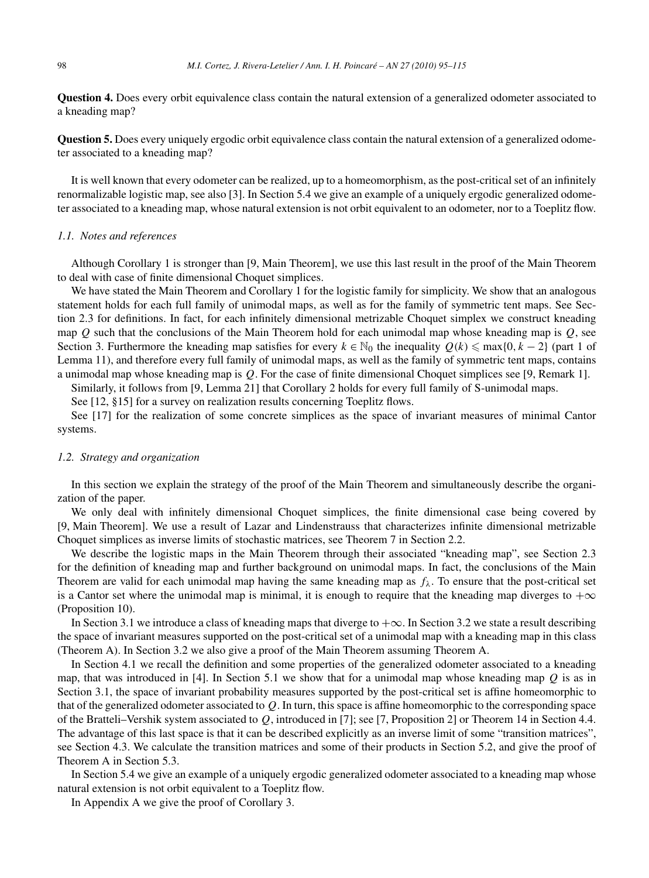**Question 4.** Does every orbit equivalence class contain the natural extension of a generalized odometer associated to a kneading map?

**Question 5.** Does every uniquely ergodic orbit equivalence class contain the natural extension of a generalized odometer associated to a kneading map?

It is well known that every odometer can be realized, up to a homeomorphism, as the post-critical set of an infinitely renormalizable logistic map, see also [3]. In Section 5.4 we give an example of a uniquely ergodic generalized odometer associated to a kneading map, whose natural extension is not orbit equivalent to an odometer, nor to a Toeplitz flow.

### *1.1. Notes and references*

Although Corollary 1 is stronger than [9, Main Theorem], we use this last result in the proof of the Main Theorem to deal with case of finite dimensional Choquet simplices.

We have stated the Main Theorem and Corollary 1 for the logistic family for simplicity. We show that an analogous statement holds for each full family of unimodal maps, as well as for the family of symmetric tent maps. See Section 2.3 for definitions. In fact, for each infinitely dimensional metrizable Choquet simplex we construct kneading map $Q$ such that the conclusions of the Main Theorem hold for each unimodal map whose kneading map is $Q$, see Section 3. Furthermore the kneading map satisfies for every $k \in \mathbb{N}_0$ the inequality $Q(k) \leqslant \max\{0, k-2\}$ (part 1 of Lemma 11), and therefore every full family of unimodal maps, as well as the family of symmetric tent maps, contains a unimodal map whose kneading map is $Q$. For the case of finite dimensional Choquet simplices see [9, Remark 1].

Similarly, it follows from [9, Lemma 21] that Corollary 2 holds for every full family of S-unimodal maps.

See [12, §15] for a survey on realization results concerning Toeplitz flows.

See [17] for the realization of some concrete simplices as the space of invariant measures of minimal Cantor systems.

### *1.2. Strategy and organization*

In this section we explain the strategy of the proof of the Main Theorem and simultaneously describe the organization of the paper.

We only deal with infinitely dimensional Choquet simplices, the finite dimensional case being covered by [9, Main Theorem]. We use a result of Lazar and Lindenstrauss that characterizes infinite dimensional metrizable Choquet simplices as inverse limits of stochastic matrices, see Theorem 7 in Section 2.2.

We describe the logistic maps in the Main Theorem through their associated "kneading map", see Section 2.3 for the definition of kneading map and further background on unimodal maps. In fact, the conclusions of the Main Theorem are valid for each unimodal map having the same kneading map as $f_\lambda$. To ensure that the post-critical set is a Cantor set where the unimodal map is minimal, it is enough to require that the kneading map diverges to $+\infty$ (Proposition 10).

In Section 3.1 we introduce a class of kneading maps that diverge to $+\infty$. In Section 3.2 we state a result describing the space of invariant measures supported on the post-critical set of a unimodal map with a kneading map in this class (Theorem A). In Section 3.2 we also give a proof of the Main Theorem assuming Theorem A.

In Section 4.1 we recall the definition and some properties of the generalized odometer associated to a kneading map, that was introduced in [4]. In Section 5.1 we show that for a unimodal map whose kneading map $Q$ is as in Section 3.1, the space of invariant probability measures supported by the post-critical set is affine homeomorphic to that of the generalized odometer associated to $Q$. In turn, this space is affine homeomorphic to the corresponding space of the Bratteli–Vershik system associated to $Q$, introduced in [7]; see [7, Proposition 2] or Theorem 14 in Section 4.4. The advantage of this last space is that it can be described explicitly as an inverse limit of some "transition matrices", see Section 4.3. We calculate the transition matrices and some of their products in Section 5.2, and give the proof of Theorem A in Section 5.3.

In Section 5.4 we give an example of a uniquely ergodic generalized odometer associated to a kneading map whose natural extension is not orbit equivalent to a Toeplitz flow.

In Appendix A we give the proof of Corollary 3.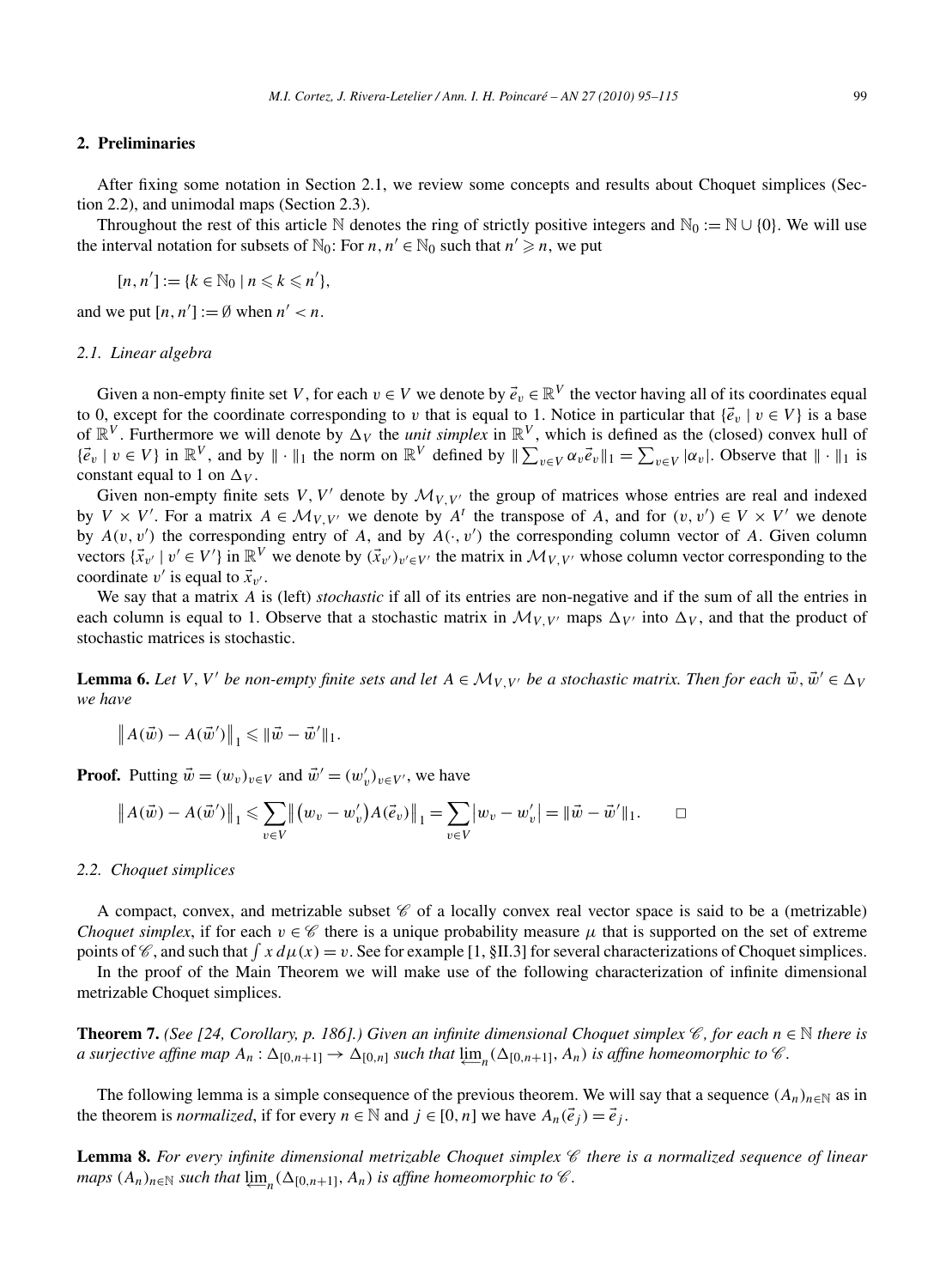## 2. Preliminaries

After fixing some notation in Section 2.1, we review some concepts and results about Choquet simplices (Section 2.2), and unimodal maps (Section 2.3).

Throughout the rest of this article $\mathbb{N}$ denotes the ring of strictly positive integers and $\mathbb{N}_0 := \mathbb{N} \cup \{0\}$. We will use the interval notation for subsets of $\mathbb{N}_0$: For $n, n' \in \mathbb{N}_0$ such that $n' \geqslant n$, we put

$$[n, n'] := \{k \in \mathbb{N}_0 \mid n \leqslant k \leqslant n'\},$$

and we put $[n, n'] := \emptyset$ when $n' < n$.

### 2.1. Linear algebra

Given a non-empty finite set $V$, for each $v \in V$ we denote by $\vec{e}_v \in \mathbb{R}^V$ the vector having all of its coordinates equal to 0, except for the coordinate corresponding to $v$ that is equal to 1. Notice in particular that $\{\vec{e}_v \mid v \in V\}$ is a base of $\mathbb{R}^V$. Furthermore we will denote by $\Delta_V$ the *unit simplex* in $\mathbb{R}^V$, which is defined as the (closed) convex hull of $\{\vec{e}_v \mid v \in V\}$ in $\mathbb{R}^V$, and by $\| \cdot \|_1$ the norm on $\mathbb{R}^V$ defined by $\| \sum_{v \in V} \alpha_v \vec{e}_v \|_1 = \sum_{v \in V} |\alpha_v|$. Observe that $\| \cdot \|_1$ is constant equal to 1 on $\Delta_V$.

Given non-empty finite sets $V, V'$ denote by $\mathcal{M}_{V,V'}$ the group of matrices whose entries are real and indexed by $V \times V'$. For a matrix $A \in \mathcal{M}_{V,V'}$ we denote by $A^t$ the transpose of $A$, and for $(v, v') \in V \times V'$ we denote by $A(v, v')$ the corresponding entry of $A$, and by $A(\cdot, v')$ the corresponding column vector of $A$. Given column vectors $\{\vec{x}_{v'} \mid v' \in V'\}$ in $\mathbb{R}^V$ we denote by $(\vec{x}_{v'})_{v' \in V'}$ the matrix in $\mathcal{M}_{V,V'}$ whose column vector corresponding to the coordinate $v'$ is equal to $\vec{x}_{v'}$.

We say that a matrix $A$ is (left) *stochastic* if all of its entries are non-negative and if the sum of all the entries in each column is equal to 1. Observe that a stochastic matrix in $\mathcal{M}_{V,V'}$ maps $\Delta_{V'}$ into $\Delta_V$, and that the product of stochastic matrices is stochastic.

**Lemma 6.** *Let $V, V'$ be non-empty finite sets and let $A \in \mathcal{M}_{V,V'}$ be a stochastic matrix. Then for each $\vec{w}, \vec{w}' \in \Delta_V$ we have*

$$\left\| A(\vec{w}) - A(\vec{w}') \right\|_1 \leqslant \|\vec{w} - \vec{w}'\|_1.$$

**Proof.** Putting $\vec{w} = (w_v)_{v \in V}$ and $\vec{w}' = (w'_v)_{v \in V'}$, we have

$$\left\| A(\vec{w}) - A(\vec{w}') \right\|_1 \leqslant \sum_{v \in V} \left\| (w_v - w'_v) A(\vec{e}_v) \right\|_1 = \sum_{v \in V} |w_v - w'_v| = \|\vec{w} - \vec{w}'\|_1. \qquad \square$$

### 2.2. Choquet simplices

A compact, convex, and metrizable subset $\mathscr{C}$ of a locally convex real vector space is said to be a (metrizable) *Choquet simplex*, if for each $v \in \mathscr{C}$ there is a unique probability measure $\mu$ that is supported on the set of extreme points of $\mathscr{C}$, and such that $\int x \, d\mu(x) = v$. See for example [1, §II.3] for several characterizations of Choquet simplices.

In the proof of the Main Theorem we will make use of the following characterization of infinite dimensional metrizable Choquet simplices.

**Theorem 7.** *(See [24, Corollary, p. 186].) Given an infinite dimensional Choquet simplex $\mathscr{C}$, for each $n \in \mathbb{N}$ there is a surjective affine map $A_n : \Delta_{[0,n+1]} \to \Delta_{[0,n]}$ such that $\varprojlim_n (\Delta_{[0,n+1]}, A_n)$ is affine homeomorphic to $\mathscr{C}$.*

The following lemma is a simple consequence of the previous theorem. We will say that a sequence $(A_n)_{n \in \mathbb{N}}$ as in the theorem is *normalized*, if for every $n \in \mathbb{N}$ and $j \in [0, n]$ we have $A_n(\vec{e}_j) = \vec{e}_j$.

**Lemma 8.** *For every infinite dimensional metrizable Choquet simplex $\mathscr{C}$ there is a normalized sequence of linear maps $(A_n)_{n \in \mathbb{N}}$ such that $\varprojlim_n (\Delta_{[0,n+1]}, A_n)$ is affine homeomorphic to $\mathscr{C}$.*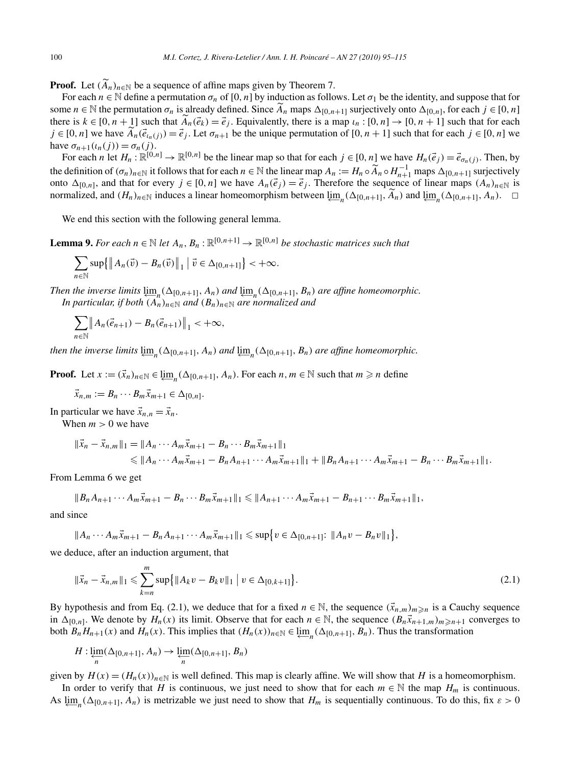**Proof.** Let $(\widetilde{A}_n)_{n\in\mathbb{N}}$ be a sequence of affine maps given by Theorem 7.

For each $n \in \mathbb{N}$ define a permutation $\sigma_n$ of $[0,n]$ by induction as follows. Let $\sigma_1$ be the identity, and suppose that for some $n \in \mathbb{N}$ the permutation $\sigma_n$ is already defined. Since $\widetilde{A}_n$ maps $\Delta_{[0,n+1]}$ surjectively onto $\Delta_{[0,n]}$, for each $j \in [0,n]$ there is $k \in [0,n+1]$ such that $\widetilde{A}_n(\vec{e}_k) = \vec{e}_j$. Equivalently, there is a map $\iota_n : [0,n] \to [0,n+1]$ such that for each $j \in [0,n]$ we have $\widetilde{A}_n(\vec{e}_{\iota_n(j)}) = \vec{e}_j$. Let $\sigma_{n+1}$ be the unique permutation of $[0,n+1]$ such that for each $j \in [0,n]$ we have $\sigma_{n+1}(\iota_n(j)) = \sigma_n(j)$.

For each $n$ let $H_n : \mathbb{R}^{[0,n]} \to \mathbb{R}^{[0,n]}$ be the linear map so that for each $j \in [0,n]$ we have $H_n(\vec{e}_j) = \vec{e}_{\sigma_n(j)}$. Then, by the definition of $(\sigma_n)_{n\in\mathbb{N}}$ it follows that for each $n \in \mathbb{N}$ the linear map $A_n := H_n \circ \widetilde{A}_n \circ H_{n+1}^{-1}$ maps $\Delta_{[0,n+1]}$ surjectively onto $\Delta_{[0,n]}$, and that for every $j \in [0,n]$ we have $A_n(\vec{e}_j) = \vec{e}_j$. Therefore the sequence of linear maps $(A_n)_{n\in\mathbb{N}}$ is normalized, and $(H_n)_{n\in\mathbb{N}}$ induces a linear homeomorphism between $\varprojlim_n(\Delta_{[0,n+1]}, \widetilde{A}_n)$ and $\varprojlim_n(\Delta_{[0,n+1]}, A_n)$. $\square$

We end this section with the following general lemma.

**Lemma 9.** *For each $n \in \mathbb{N}$ let $A_n, B_n : \mathbb{R}^{[0,n+1]} \to \mathbb{R}^{[0,n]}$ be stochastic matrices such that*

$$\sum_{n\in\mathbb{N}} \sup\{\|A_n(\vec{v}) - B_n(\vec{v})\|_1 \mid \vec{v} \in \Delta_{[0,n+1]}\} < +\infty.$$

*Then the inverse limits $\varprojlim_n(\Delta_{[0,n+1]}, A_n)$ and $\varprojlim_n(\Delta_{[0,n+1]}, B_n)$ are affine homeomorphic.*

*In particular, if both $(A_n)_{n\in\mathbb{N}}$ and $(B_n)_{n\in\mathbb{N}}$ are normalized and*

$$\sum_{n\in\mathbb{N}} \|A_n(\vec{e}_{n+1}) - B_n(\vec{e}_{n+1})\|_1 < +\infty,$$

*then the inverse limits $\varprojlim_n(\Delta_{[0,n+1]}, A_n)$ and $\varprojlim_n(\Delta_{[0,n+1]}, B_n)$ are affine homeomorphic.*

**Proof.** Let $x := (\vec{x}_n)_{n\in\mathbb{N}} \in \varprojlim_n(\Delta_{[0,n+1]}, A_n)$. For each $n, m \in \mathbb{N}$ such that $m \geqslant n$ define

$$\vec{x}_{n,m} := B_n \cdots B_m \vec{x}_{m+1} \in \Delta_{[0,n]}.$$

In particular we have $\vec{x}_{n,n} = \vec{x}_n$.

When $m > 0$ we have

$$\begin{aligned}
\|\vec{x}_n - \vec{x}_{n,m}\|_1 &= \|A_n \cdots A_m \vec{x}_{m+1} - B_n \cdots B_m \vec{x}_{m+1}\|_1 \\
&\leqslant \|A_n \cdots A_m \vec{x}_{m+1} - B_n A_{n+1} \cdots A_m \vec{x}_{m+1}\|_1 + \|B_n A_{n+1} \cdots A_m \vec{x}_{m+1} - B_n \cdots B_m \vec{x}_{m+1}\|_1.
\end{aligned}$$

From Lemma 6 we get

$$\|B_n A_{n+1} \cdots A_m \vec{x}_{m+1} - B_n \cdots B_m \vec{x}_{m+1}\|_1 \leqslant \|A_{n+1} \cdots A_m \vec{x}_{m+1} - B_{n+1} \cdots B_m \vec{x}_{m+1}\|_1,$$

and since

$$\|A_n \cdots A_m \vec{x}_{m+1} - B_n A_{n+1} \cdots A_m \vec{x}_{m+1}\|_1 \leqslant \sup\{v \in \Delta_{[0,n+1]}\colon \|A_n v - B_n v\|_1\},$$

we deduce, after an induction argument, that

$$\|\vec{x}_n - \vec{x}_{n,m}\|_1 \leqslant \sum_{k=n}^{m} \sup\{\|A_k v - B_k v\|_1 \mid v \in \Delta_{[0,k+1]}\}. \tag{2.1}$$

By hypothesis and from Eq. (2.1), we deduce that for a fixed $n \in \mathbb{N}$, the sequence $(\vec{x}_{n,m})_{m\geqslant n}$ is a Cauchy sequence in $\Delta_{[0,n]}$. We denote by $H_n(x)$ its limit. Observe that for each $n \in \mathbb{N}$, the sequence $(B_n \vec{x}_{n+1,m})_{m\geqslant n+1}$ converges to both $B_n H_{n+1}(x)$ and $H_n(x)$. This implies that $(H_n(x))_{n\in\mathbb{N}} \in \varprojlim_n(\Delta_{[0,n+1]}, B_n)$. Thus the transformation

$$H : \varprojlim_n(\Delta_{[0,n+1]}, A_n) \to \varprojlim_n(\Delta_{[0,n+1]}, B_n)$$

given by $H(x) = (H_n(x))_{n\in\mathbb{N}}$ is well defined. This map is clearly affine. We will show that $H$ is a homeomorphism.

In order to verify that $H$ is continuous, we just need to show that for each $m \in \mathbb{N}$ the map $H_m$ is continuous. As $\varprojlim_n(\Delta_{[0,n+1]}, A_n)$ is metrizable we just need to show that $H_m$ is sequentially continuous. To do this, fix $\varepsilon > 0$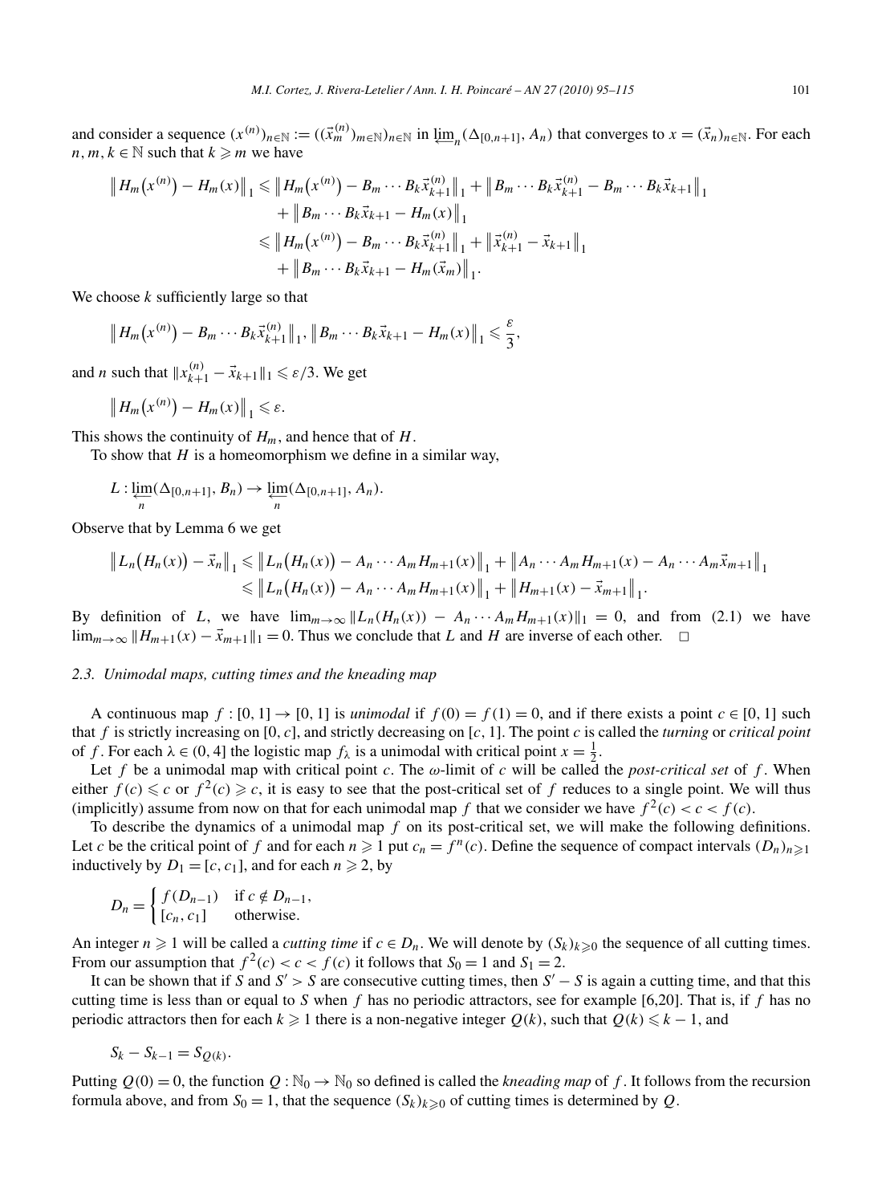and consider a sequence $(x^{(n)})_{n\in\mathbb{N}} := ((\vec{x}_m^{(n)})_{m\in\mathbb{N}})_{n\in\mathbb{N}}$ in $\varprojlim_n(\Delta_{[0,n+1]}, A_n)$ that converges to $x = (\vec{x}_n)_{n\in\mathbb{N}}$. For each $n, m, k \in \mathbb{N}$ such that $k \geqslant m$ we have

$$\begin{aligned}
\left\| H_m\left(x^{(n)}\right) - H_m(x)\right\|_1 &\leqslant \left\| H_m\left(x^{(n)}\right) - B_m \cdots B_k \vec{x}_{k+1}^{(n)}\right\|_1 + \left\| B_m \cdots B_k \vec{x}_{k+1}^{(n)} - B_m \cdots B_k \vec{x}_{k+1}\right\|_1 \\
&\quad + \left\| B_m \cdots B_k \vec{x}_{k+1} - H_m(x)\right\|_1 \\
&\leqslant \left\| H_m\left(x^{(n)}\right) - B_m \cdots B_k \vec{x}_{k+1}^{(n)}\right\|_1 + \left\| \vec{x}_{k+1}^{(n)} - \vec{x}_{k+1}\right\|_1 \\
&\quad + \left\| B_m \cdots B_k \vec{x}_{k+1} - H_m(\vec{x}_m)\right\|_1.
\end{aligned}$$

We choose $k$ sufficiently large so that

$$\left\| H_m\left(x^{(n)}\right) - B_m \cdots B_k \vec{x}_{k+1}^{(n)}\right\|_1, \left\| B_m \cdots B_k \vec{x}_{k+1} - H_m(x)\right\|_1 \leqslant \frac{\varepsilon}{3},$$

and $n$ such that $\|x_{k+1}^{(n)} - \vec{x}_{k+1}\|_1 \leqslant \varepsilon/3$. We get

$$\left\| H_m\left(x^{(n)}\right) - H_m(x)\right\|_1 \leqslant \varepsilon.$$

This shows the continuity of $H_m$, and hence that of $H$.

To show that $H$ is a homeomorphism we define in a similar way,

$$L : \varprojlim_n(\Delta_{[0,n+1]}, B_n) \to \varprojlim_n(\Delta_{[0,n+1]}, A_n).$$

Observe that by Lemma 6 we get

$$\begin{aligned}
\left\| L_n\left(H_n(x)\right) - \vec{x}_n\right\|_1 &\leqslant \left\| L_n\left(H_n(x)\right) - A_n \cdots A_m H_{m+1}(x)\right\|_1 + \left\| A_n \cdots A_m H_{m+1}(x) - A_n \cdots A_m \vec{x}_{m+1}\right\|_1 \\
&\leqslant \left\| L_n\left(H_n(x)\right) - A_n \cdots A_m H_{m+1}(x)\right\|_1 + \left\| H_{m+1}(x) - \vec{x}_{m+1}\right\|_1.
\end{aligned}$$

By definition of $L$, we have $\lim_{m\to\infty} \|L_n(H_n(x)) - A_n \cdots A_m H_{m+1}(x)\|_1 = 0$, and from (2.1) we have $\lim_{m\to\infty} \|H_{m+1}(x) - \vec{x}_{m+1}\|_1 = 0$. Thus we conclude that $L$ and $H$ are inverse of each other. □

### 2.3. Unimodal maps, cutting times and the kneading map

A continuous map $f : [0,1] \to [0,1]$ is *unimodal* if $f(0) = f(1) = 0$, and if there exists a point $c \in [0,1]$ such that $f$ is strictly increasing on $[0,c]$, and strictly decreasing on $[c,1]$. The point $c$ is called the *turning* or *critical point* of $f$. For each $\lambda \in (0,4]$ the logistic map $f_\lambda$ is a unimodal with critical point $x = \frac{1}{2}$.

Let $f$ be a unimodal map with critical point $c$. The $\omega$-limit of $c$ will be called the *post-critical set* of $f$. When either $f(c) \leqslant c$ or $f^2(c) \geqslant c$, it is easy to see that the post-critical set of $f$ reduces to a single point. We will thus (implicitly) assume from now on that for each unimodal map $f$ that we consider we have $f^2(c) < c < f(c)$.

To describe the dynamics of a unimodal map $f$ on its post-critical set, we will make the following definitions. Let $c$ be the critical point of $f$ and for each $n \geqslant 1$ put $c_n = f^n(c)$. Define the sequence of compact intervals $(D_n)_{n\geqslant 1}$ inductively by $D_1 = [c, c_1]$, and for each $n \geqslant 2$, by

$$D_n = \begin{cases} f(D_{n-1}) & \text{if } c \notin D_{n-1}, \\ [c_n, c_1] & \text{otherwise.} \end{cases}$$

An integer $n \geqslant 1$ will be called a *cutting time* if $c \in D_n$. We will denote by $(S_k)_{k\geqslant 0}$ the sequence of all cutting times. From our assumption that $f^2(c) < c < f(c)$ it follows that $S_0 = 1$ and $S_1 = 2$.

It can be shown that if $S$ and $S' > S$ are consecutive cutting times, then $S' - S$ is again a cutting time, and that this cutting time is less than or equal to $S$ when $f$ has no periodic attractors, see for example [6,20]. That is, if $f$ has no periodic attractors then for each $k \geqslant 1$ there is a non-negative integer $Q(k)$, such that $Q(k) \leqslant k - 1$, and

$$S_k - S_{k-1} = S_{Q(k)}.$$

Putting $Q(0) = 0$, the function $Q : \mathbb{N}_0 \to \mathbb{N}_0$ so defined is called the *kneading map* of $f$. It follows from the recursion formula above, and from $S_0 = 1$, that the sequence $(S_k)_{k\geqslant 0}$ of cutting times is determined by $Q$.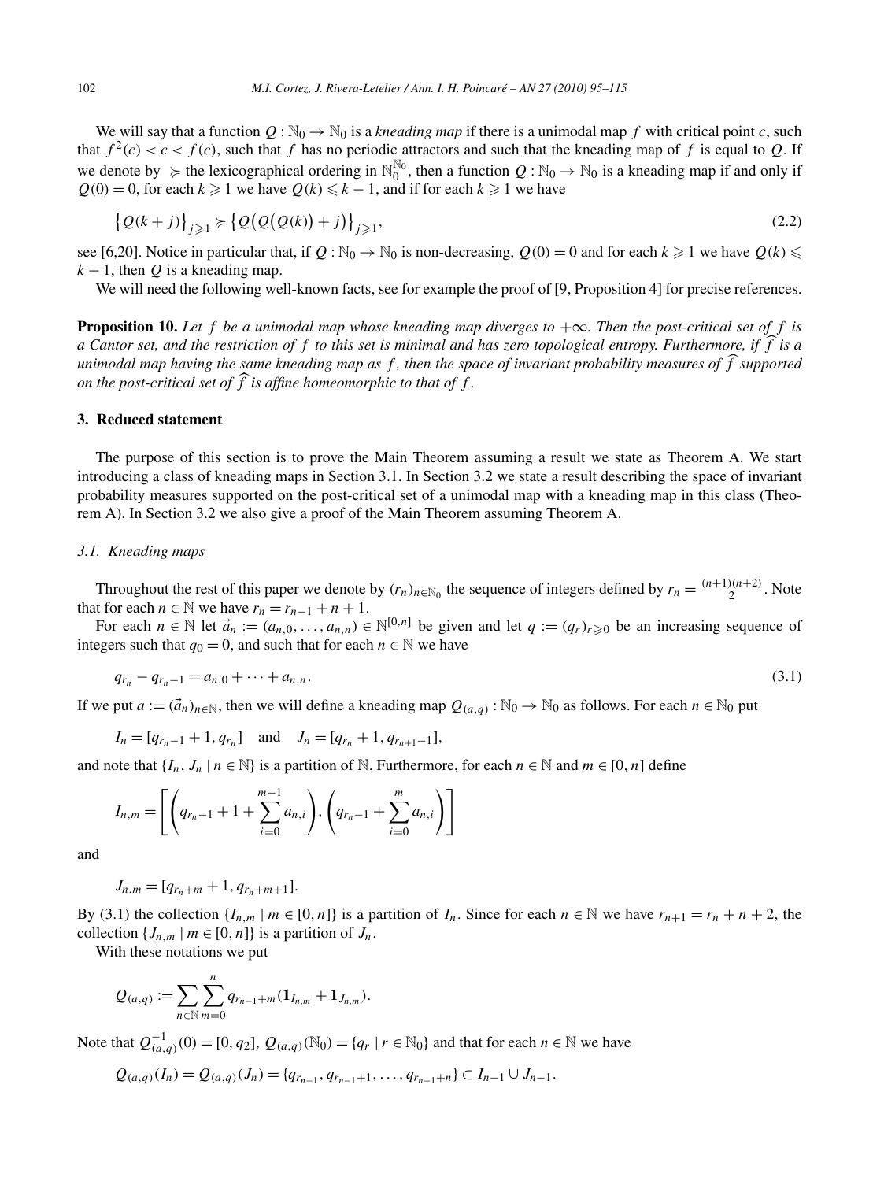We will say that a function $Q : \mathbb{N}_0 \to \mathbb{N}_0$ is a *kneading map* if there is a unimodal map $f$ with critical point $c$, such that $f^2(c) < c < f(c)$, such that $f$ has no periodic attractors and such that the kneading map of $f$ is equal to $Q$. If we denote by $\succcurlyeq$ the lexicographical ordering in $\mathbb{N}_0^{\mathbb{N}_0}$, then a function $Q : \mathbb{N}_0 \to \mathbb{N}_0$ is a kneading map if and only if $Q(0) = 0$, for each $k \geqslant 1$ we have $Q(k) \leqslant k - 1$, and if for each $k \geqslant 1$ we have

$$\{Q(k+j)\}_{j \geqslant 1} \succcurlyeq \{Q(Q(Q(k)) + j)\}_{j \geqslant 1}, \tag{2.2}$$

see [6,20]. Notice in particular that, if $Q : \mathbb{N}_0 \to \mathbb{N}_0$ is non-decreasing, $Q(0) = 0$ and for each $k \geqslant 1$ we have $Q(k) \leqslant k - 1$, then $Q$ is a kneading map.

We will need the following well-known facts, see for example the proof of [9, Proposition 4] for precise references.

**Proposition 10.** *Let $f$ be a unimodal map whose kneading map diverges to $+\infty$. Then the post-critical set of $f$ is a Cantor set, and the restriction of $f$ to this set is minimal and has zero topological entropy. Furthermore, if $\widehat{f}$ is a unimodal map having the same kneading map as $f$, then the space of invariant probability measures of $\widehat{f}$ supported on the post-critical set of $\widehat{f}$ is affine homeomorphic to that of $f$.*

## 3. Reduced statement

The purpose of this section is to prove the Main Theorem assuming a result we state as Theorem A. We start introducing a class of kneading maps in Section 3.1. In Section 3.2 we state a result describing the space of invariant probability measures supported on the post-critical set of a unimodal map with a kneading map in this class (Theorem A). In Section 3.2 we also give a proof of the Main Theorem assuming Theorem A.

### 3.1. Kneading maps

Throughout the rest of this paper we denote by $(r_n)_{n \in \mathbb{N}_0}$ the sequence of integers defined by $r_n = \frac{(n+1)(n+2)}{2}$. Note that for each $n \in \mathbb{N}$ we have $r_n = r_{n-1} + n + 1$.

For each $n \in \mathbb{N}$ let $\vec{a}_n := (a_{n,0}, \ldots, a_{n,n}) \in \mathbb{N}^{[0,n]}$ be given and let $q := (q_r)_{r \geqslant 0}$ be an increasing sequence of integers such that $q_0 = 0$, and such that for each $n \in \mathbb{N}$ we have

$$q_{r_n} - q_{r_n - 1} = a_{n,0} + \cdots + a_{n,n}. \tag{3.1}$$

If we put $a := (\vec{a}_n)_{n \in \mathbb{N}}$, then we will define a kneading map $Q_{(a,q)} : \mathbb{N}_0 \to \mathbb{N}_0$ as follows. For each $n \in \mathbb{N}_0$ put

$$I_n = [q_{r_n - 1} + 1, q_{r_n}] \quad \text{and} \quad J_n = [q_{r_n} + 1, q_{r_{n+1} - 1}],$$

and note that $\{I_n, J_n \mid n \in \mathbb{N}\}$ is a partition of $\mathbb{N}$. Furthermore, for each $n \in \mathbb{N}$ and $m \in [0, n]$ define

$$I_{n,m} = \left[ \left( q_{r_n - 1} + 1 + \sum_{i=0}^{m-1} a_{n,i} \right), \left( q_{r_n - 1} + \sum_{i=0}^{m} a_{n,i} \right) \right]$$

and

$$J_{n,m} = [q_{r_n + m} + 1, q_{r_n + m + 1}].$$

By (3.1) the collection $\{I_{n,m} \mid m \in [0, n]\}$ is a partition of $I_n$. Since for each $n \in \mathbb{N}$ we have $r_{n+1} = r_n + n + 2$, the collection $\{J_{n,m} \mid m \in [0, n]\}$ is a partition of $J_n$.

With these notations we put

$$Q_{(a,q)} := \sum_{n \in \mathbb{N}} \sum_{m=0}^{n} q_{r_{n-1} + m} (\mathbf{1}_{I_{n,m}} + \mathbf{1}_{J_{n,m}}).$$

Note that $Q_{(a,q)}^{-1}(0) = [0, q_2]$, $Q_{(a,q)}(\mathbb{N}_0) = \{q_r \mid r \in \mathbb{N}_0\}$ and that for each $n \in \mathbb{N}$ we have

$$Q_{(a,q)}(I_n) = Q_{(a,q)}(J_n) = \{q_{r_{n-1}}, q_{r_{n-1}+1}, \ldots, q_{r_{n-1}+n}\} \subset I_{n-1} \cup J_{n-1}.$$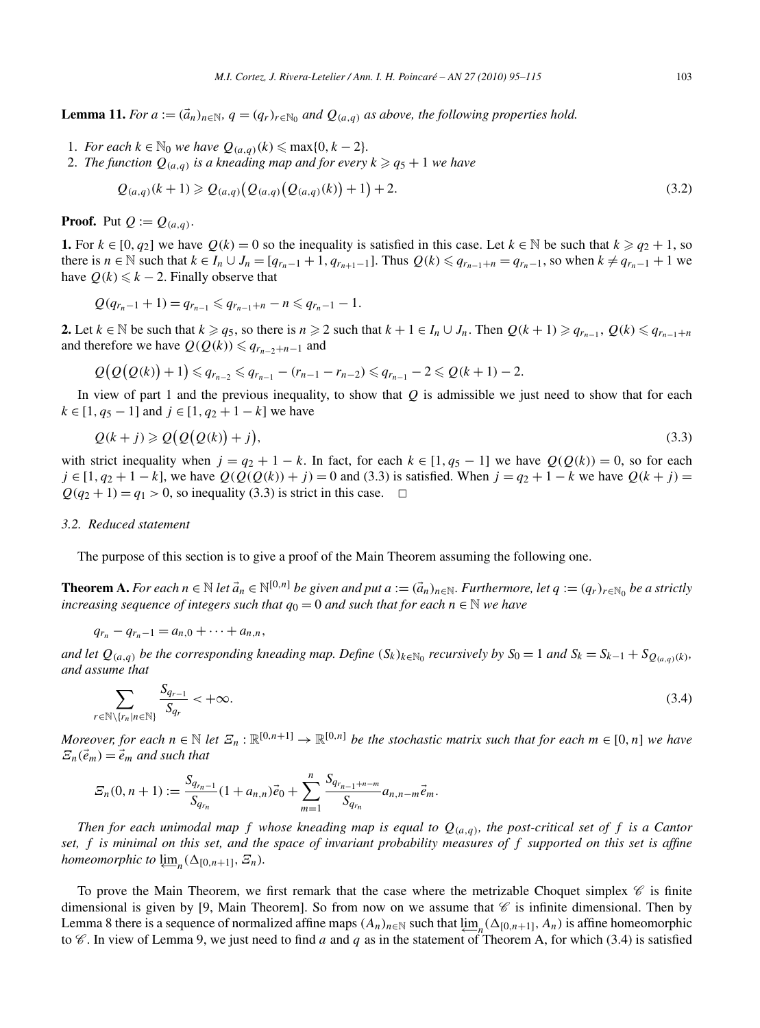**Lemma 11.** *For $a := (\vec{a}_n)_{n\in\mathbb{N}}$, $q = (q_r)_{r\in\mathbb{N}_0}$ and $Q_{(a,q)}$ as above, the following properties hold.*

1. *For each $k \in \mathbb{N}_0$ we have $Q_{(a,q)}(k) \leqslant \max\{0, k-2\}$.*
2. *The function $Q_{(a,q)}$ is a kneading map and for every $k \geqslant q_5 + 1$ we have*

$$Q_{(a,q)}(k+1) \geqslant Q_{(a,q)}\big(Q_{(a,q)}\big(Q_{(a,q)}(k)\big)+1\big)+2. \tag{3.2}$$

**Proof.** Put $Q := Q_{(a,q)}$.

**1.** For $k \in [0, q_2]$ we have $Q(k) = 0$ so the inequality is satisfied in this case. Let $k \in \mathbb{N}$ be such that $k \geqslant q_2 + 1$, so there is $n \in \mathbb{N}$ such that $k \in I_n \cup J_n = [q_{r_n-1}+1, q_{r_{n+1}-1}]$. Thus $Q(k) \leqslant q_{r_{n-1}+n} = q_{r_n-1}$, so when $k \neq q_{r_n-1}+1$ we have $Q(k) \leqslant k-2$. Finally observe that

$$Q(q_{r_n-1}+1) = q_{r_{n-1}} \leqslant q_{r_{n-1}+n} - n \leqslant q_{r_n-1} - 1.$$

**2.** Let $k \in \mathbb{N}$ be such that $k \geqslant q_5$, so there is $n \geqslant 2$ such that $k+1 \in I_n \cup J_n$. Then $Q(k+1) \geqslant q_{r_{n-1}}$, $Q(k) \leqslant q_{r_{n-1}+n}$ and therefore we have $Q(Q(k)) \leqslant q_{r_{n-2}+n-1}$ and

$$Q\big(Q\big(Q(k)\big)+1\big) \leqslant q_{r_{n-2}} \leqslant q_{r_{n-1}} - (r_{n-1} - r_{n-2}) \leqslant q_{r_{n-1}} - 2 \leqslant Q(k+1) - 2.$$

In view of part 1 and the previous inequality, to show that $Q$ is admissible we just need to show that for each $k \in [1, q_5 - 1]$ and $j \in [1, q_2 + 1 - k]$ we have

$$Q(k+j) \geqslant Q\big(Q\big(Q(k)\big)+j\big), \tag{3.3}$$

with strict inequality when $j = q_2 + 1 - k$. In fact, for each $k \in [1, q_5 - 1]$ we have $Q(Q(k)) = 0$, so for each $j \in [1, q_2 + 1 - k]$, we have $Q(Q(Q(k)) + j) = 0$ and (3.3) is satisfied. When $j = q_2 + 1 - k$ we have $Q(k+j) = Q(q_2+1) = q_1 > 0$, so inequality (3.3) is strict in this case. $\square$

### 3.2. Reduced statement

The purpose of this section is to give a proof of the Main Theorem assuming the following one.

**Theorem A.** *For each $n \in \mathbb{N}$ let $\vec{a}_n \in \mathbb{N}^{[0,n]}$ be given and put $a := (\vec{a}_n)_{n\in\mathbb{N}}$. Furthermore, let $q := (q_r)_{r\in\mathbb{N}_0}$ be a strictly increasing sequence of integers such that $q_0 = 0$ and such that for each $n \in \mathbb{N}$ we have*

$$q_{r_n} - q_{r_n-1} = a_{n,0} + \cdots + a_{n,n},$$

*and let $Q_{(a,q)}$ be the corresponding kneading map. Define $(S_k)_{k\in\mathbb{N}_0}$ recursively by $S_0 = 1$ and $S_k = S_{k-1} + S_{Q_{(a,q)}(k)}$, and assume that*

$$\sum_{r\in\mathbb{N}\setminus\{r_n \mid n\in\mathbb{N}\}} \frac{S_{q_{r-1}}}{S_{q_r}} < +\infty. \tag{3.4}$$

*Moreover, for each $n \in \mathbb{N}$ let $\Xi_n : \mathbb{R}^{[0,n+1]} \to \mathbb{R}^{[0,n]}$ be the stochastic matrix such that for each $m \in [0,n]$ we have $\Xi_n(\vec{e}_m) = \vec{e}_m$ and such that*

$$\Xi_n(0, n+1) := \frac{S_{q_{r_n-1}}}{S_{q_{r_n}}}(1 + a_{n,n})\vec{e}_0 + \sum_{m=1}^{n} \frac{S_{q_{r_{n-1}+n-m}}}{S_{q_{r_n}}} a_{n,n-m}\vec{e}_m.$$

*Then for each unimodal map $f$ whose kneading map is equal to $Q_{(a,q)}$, the post-critical set of $f$ is a Cantor set, $f$ is minimal on this set, and the space of invariant probability measures of $f$ supported on this set is affine homeomorphic to $\varprojlim_n(\Delta_{[0,n+1]}, \Xi_n)$.*

To prove the Main Theorem, we first remark that the case where the metrizable Choquet simplex $\mathscr{C}$ is finite dimensional is given by [9, Main Theorem]. So from now on we assume that $\mathscr{C}$ is infinite dimensional. Then by Lemma 8 there is a sequence of normalized affine maps $(A_n)_{n\in\mathbb{N}}$ such that $\varprojlim_n(\Delta_{[0,n+1]}, A_n)$ is affine homeomorphic to $\mathscr{C}$. In view of Lemma 9, we just need to find $a$ and $q$ as in the statement of Theorem A, for which (3.4) is satisfied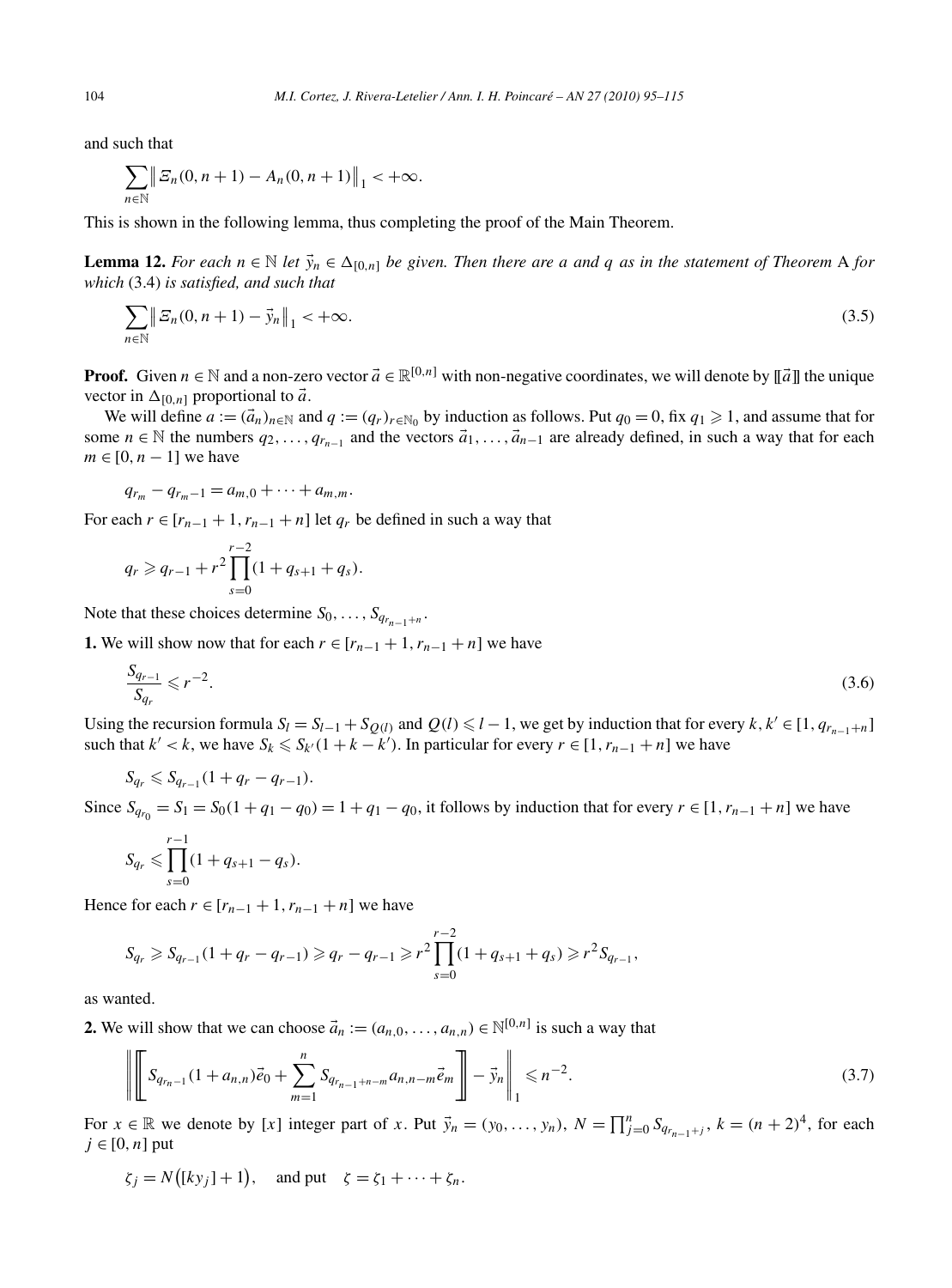and such that

$$\sum_{n\in\mathbb{N}} \left\| \Xi_n(0, n+1) - A_n(0, n+1) \right\|_1 < +\infty.$$

This is shown in the following lemma, thus completing the proof of the Main Theorem.

**Lemma 12.** *For each $n \in \mathbb{N}$ let $\vec{y}_n \in \Delta_{[0,n]}$ be given. Then there are $a$ and $q$ as in the statement of Theorem* A *for which* (3.4) *is satisfied, and such that*

$$\sum_{n\in\mathbb{N}} \left\| \Xi_n(0, n+1) - \vec{y}_n \right\|_1 < +\infty. \tag{3.5}$$

**Proof.** Given $n \in \mathbb{N}$ and a non-zero vector $\vec{a} \in \mathbb{R}^{[0,n]}$ with non-negative coordinates, we will denote by $[\![\vec{a}]\!]$ the unique vector in $\Delta_{[0,n]}$ proportional to $\vec{a}$.

We will define $a := (\vec{a}_n)_{n\in\mathbb{N}}$ and $q := (q_r)_{r\in\mathbb{N}_0}$ by induction as follows. Put $q_0 = 0$, fix $q_1 \geqslant 1$, and assume that for some $n \in \mathbb{N}$ the numbers $q_2, \ldots, q_{r_{n-1}}$ and the vectors $\vec{a}_1, \ldots, \vec{a}_{n-1}$ are already defined, in such a way that for each $m \in [0, n-1]$ we have

$$q_{r_m} - q_{r_m - 1} = a_{m,0} + \cdots + a_{m,m}.$$

For each $r \in [r_{n-1}+1, r_{n-1}+n]$ let $q_r$ be defined in such a way that

$$q_r \geqslant q_{r-1} + r^2 \prod_{s=0}^{r-2} (1 + q_{s+1} + q_s).$$

Note that these choices determine $S_0, \ldots, S_{q_{r_{n-1}+n}}$.

**1.** We will show now that for each $r \in [r_{n-1}+1, r_{n-1}+n]$ we have

$$\frac{S_{q_{r-1}}}{S_{q_r}} \leqslant r^{-2}. \tag{3.6}$$

Using the recursion formula $S_l = S_{l-1} + S_{Q(l)}$ and $Q(l) \leqslant l - 1$, we get by induction that for every $k, k' \in [1, q_{r_{n-1}+n}]$ such that $k' < k$, we have $S_k \leqslant S_{k'}(1 + k - k')$. In particular for every $r \in [1, r_{n-1}+n]$ we have

$$S_{q_r} \leqslant S_{q_{r-1}}(1 + q_r - q_{r-1}).$$

Since $S_{q_{r_0}} = S_1 = S_0(1 + q_1 - q_0) = 1 + q_1 - q_0$, it follows by induction that for every $r \in [1, r_{n-1}+n]$ we have

$$S_{q_r} \leqslant \prod_{s=0}^{r-1} (1 + q_{s+1} - q_s).$$

Hence for each $r \in [r_{n-1}+1, r_{n-1}+n]$ we have

$$S_{q_r} \geqslant S_{q_{r-1}}(1 + q_r - q_{r-1}) \geqslant q_r - q_{r-1} \geqslant r^2 \prod_{s=0}^{r-2} (1 + q_{s+1} + q_s) \geqslant r^2 S_{q_{r-1}},$$

as wanted.

**2.** We will show that we can choose $\vec{a}_n := (a_{n,0}, \ldots, a_{n,n}) \in \mathbb{N}^{[0,n]}$ is such a way that

$$\left\| \left[\!\!\left[ S_{q_{r_{n-1}}}(1 + a_{n,n})\vec{e}_0 + \sum_{m=1}^{n} S_{q_{r_{n-1}+n-m}} a_{n,n-m} \vec{e}_m \right]\!\!\right] - \vec{y}_n \right\|_1 \leqslant n^{-2}. \tag{3.7}$$

For $x \in \mathbb{R}$ we denote by $[x]$ integer part of $x$. Put $\vec{y}_n = (y_0, \ldots, y_n)$, $N = \prod_{j=0}^{n} S_{q_{r_{n-1}+j}}$, $k = (n+2)^4$, for each $j \in [0, n]$ put

$$\zeta_j = N\big([ky_j] + 1\big), \quad \text{and put} \quad \zeta = \zeta_1 + \cdots + \zeta_n.$$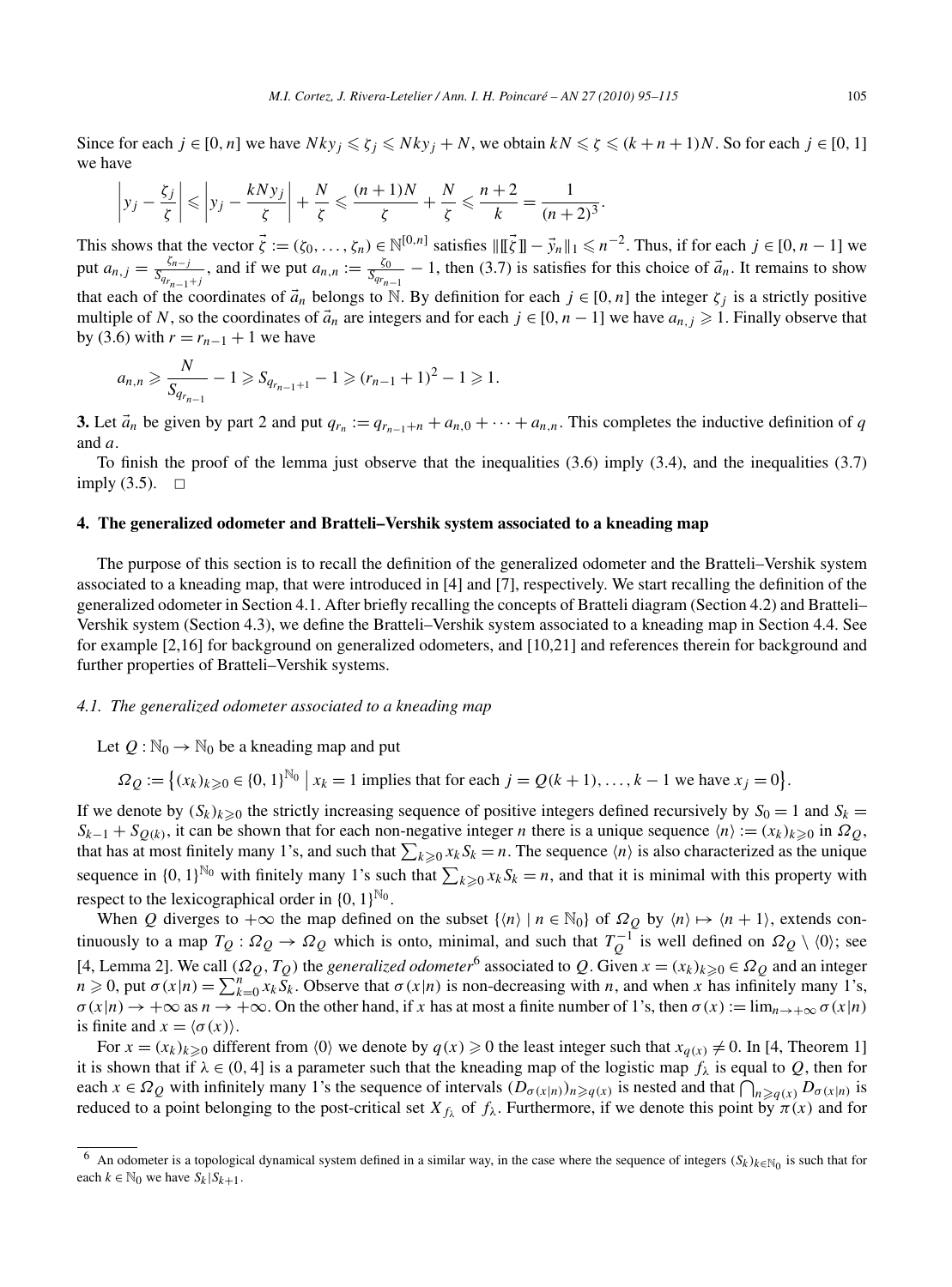Since for each $j \in [0, n]$ we have $Nky_j \leqslant \zeta_j \leqslant Nky_j + N$, we obtain $kN \leqslant \zeta \leqslant (k+n+1)N$. So for each $j \in [0, 1]$ we have

$$\left| y_j - \frac{\zeta_j}{\zeta} \right| \leqslant \left| y_j - \frac{kNy_j}{\zeta} \right| + \frac{N}{\zeta} \leqslant \frac{(n+1)N}{\zeta} + \frac{N}{\zeta} \leqslant \frac{n+2}{k} = \frac{1}{(n+2)^3}.$$

This shows that the vector $\vec{\zeta} := (\zeta_0, \ldots, \zeta_n) \in \mathbb{N}^{[0,n]}$ satisfies $\|[\![\vec{\zeta}]\!] - \vec{y}_n\|_1 \leqslant n^{-2}$. Thus, if for each $j \in [0, n-1]$ we put $a_{n,j} = \frac{\zeta_{n-j}}{S_{q_{r_{n-1}+j}}}$, and if we put $a_{n,n} := \frac{\zeta_0}{S_{q_{r_{n-1}}}} - 1$, then (3.7) is satisfies for this choice of $\vec{a}_n$. It remains to show that each of the coordinates of $\vec{a}_n$ belongs to $\mathbb{N}$. By definition for each $j \in [0, n]$ the integer $\zeta_j$ is a strictly positive multiple of $N$, so the coordinates of $\vec{a}_n$ are integers and for each $j \in [0, n-1]$ we have $a_{n,j} \geqslant 1$. Finally observe that by (3.6) with $r = r_{n-1} + 1$ we have

$$a_{n,n} \geqslant \frac{N}{S_{q_{r_{n-1}}}} - 1 \geqslant S_{q_{r_{n-1}+1}} - 1 \geqslant (r_{n-1} + 1)^2 - 1 \geqslant 1.$$

**3.** Let $\vec{a}_n$ be given by part 2 and put $q_{r_n} := q_{r_{n-1}+n} + a_{n,0} + \cdots + a_{n,n}$. This completes the inductive definition of $q$ and $a$.

To finish the proof of the lemma just observe that the inequalities (3.6) imply (3.4), and the inequalities (3.7) imply (3.5). $\square$

## 4. The generalized odometer and Bratteli–Vershik system associated to a kneading map

The purpose of this section is to recall the definition of the generalized odometer and the Bratteli–Vershik system associated to a kneading map, that were introduced in [4] and [7], respectively. We start recalling the definition of the generalized odometer in Section 4.1. After briefly recalling the concepts of Bratteli diagram (Section 4.2) and Bratteli–Vershik system (Section 4.3), we define the Bratteli–Vershik system associated to a kneading map in Section 4.4. See for example [2,16] for background on generalized odometers, and [10,21] and references therein for background and further properties of Bratteli–Vershik systems.

### 4.1. The generalized odometer associated to a kneading map

Let $Q : \mathbb{N}_0 \to \mathbb{N}_0$ be a kneading map and put

$$\Omega_Q := \{(x_k)_{k\geqslant 0} \in \{0, 1\}^{\mathbb{N}_0} \mid x_k = 1 \text{ implies that for each } j = Q(k+1), \ldots, k-1 \text{ we have } x_j = 0\}.$$

If we denote by $(S_k)_{k\geqslant 0}$ the strictly increasing sequence of positive integers defined recursively by $S_0 = 1$ and $S_k = S_{k-1} + S_{Q(k)}$, it can be shown that for each non-negative integer $n$ there is a unique sequence $\langle n \rangle := (x_k)_{k\geqslant 0}$ in $\Omega_Q$, that has at most finitely many 1's, and such that $\sum_{k\geqslant 0} x_k S_k = n$. The sequence $\langle n \rangle$ is also characterized as the unique sequence in $\{0, 1\}^{\mathbb{N}_0}$ with finitely many 1's such that $\sum_{k\geqslant 0} x_k S_k = n$, and that it is minimal with this property with respect to the lexicographical order in $\{0, 1\}^{\mathbb{N}_0}$.

When $Q$ diverges to $+\infty$ the map defined on the subset $\{\langle n \rangle \mid n \in \mathbb{N}_0\}$ of $\Omega_Q$ by $\langle n \rangle \mapsto \langle n+1 \rangle$, extends continuously to a map $T_Q : \Omega_Q \to \Omega_Q$ which is onto, minimal, and such that $T_Q^{-1}$ is well defined on $\Omega_Q \setminus \langle 0 \rangle$; see [4, Lemma 2]. We call $(\Omega_Q, T_Q)$ the *generalized odometer*[6] associated to $Q$. Given $x = (x_k)_{k\geqslant 0} \in \Omega_Q$ and an integer $n \geqslant 0$, put $\sigma(x|n) = \sum_{k=0}^{n} x_k S_k$. Observe that $\sigma(x|n)$ is non-decreasing with $n$, and when $x$ has infinitely many 1's, $\sigma(x|n) \to +\infty$ as $n \to +\infty$. On the other hand, if $x$ has at most a finite number of 1's, then $\sigma(x) := \lim_{n\to+\infty} \sigma(x|n)$ is finite and $x = \langle \sigma(x) \rangle$.

For $x = (x_k)_{k\geqslant 0}$ different from $\langle 0 \rangle$ we denote by $q(x) \geqslant 0$ the least integer such that $x_{q(x)} \neq 0$. In [4, Theorem 1] it is shown that if $\lambda \in (0, 4]$ is a parameter such that the kneading map of the logistic map $f_\lambda$ is equal to $Q$, then for each $x \in \Omega_Q$ with infinitely many 1's the sequence of intervals $(D_{\sigma(x|n)})_{n\geqslant q(x)}$ is nested and that $\bigcap_{n\geqslant q(x)} D_{\sigma(x|n)}$ is reduced to a point belonging to the post-critical set $X_{f_\lambda}$ of $f_\lambda$. Furthermore, if we denote this point by $\pi(x)$ and for

[6] An odometer is a topological dynamical system defined in a similar way, in the case where the sequence of integers $(S_k)_{k\in\mathbb{N}_0}$ is such that for each $k \in \mathbb{N}_0$ we have $S_k | S_{k+1}$.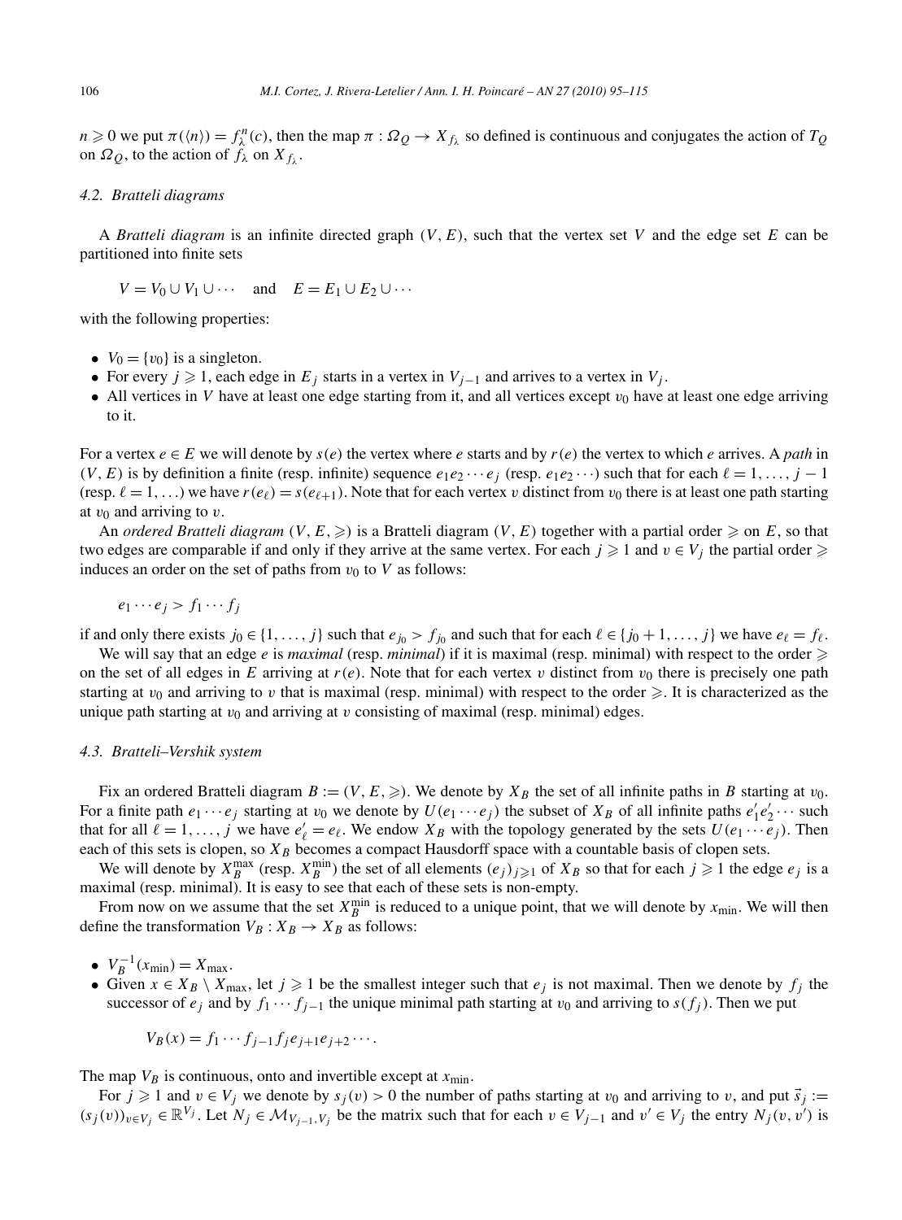$n \geqslant 0$ we put $\pi(\langle n \rangle) = f_\lambda^n(c)$, then the map $\pi : \Omega_Q \to X_{f_\lambda}$ so defined is continuous and conjugates the action of $T_Q$ on $\Omega_Q$, to the action of $f_\lambda$ on $X_{f_\lambda}$.

### 4.2. Bratteli diagrams

A *Bratteli diagram* is an infinite directed graph $(V, E)$, such that the vertex set $V$ and the edge set $E$ can be partitioned into finite sets

$$V = V_0 \cup V_1 \cup \cdots \quad \text{and} \quad E = E_1 \cup E_2 \cup \cdots$$

with the following properties:

- $V_0 = \{v_0\}$ is a singleton.
- For every $j \geqslant 1$, each edge in $E_j$ starts in a vertex in $V_{j-1}$ and arrives to a vertex in $V_j$.
- All vertices in $V$ have at least one edge starting from it, and all vertices except $v_0$ have at least one edge arriving to it.

For a vertex $e \in E$ we will denote by $s(e)$ the vertex where $e$ starts and by $r(e)$ the vertex to which $e$ arrives. A *path* in $(V, E)$ is by definition a finite (resp. infinite) sequence $e_1 e_2 \cdots e_j$ (resp. $e_1 e_2 \cdots$) such that for each $\ell = 1, \ldots, j-1$ (resp. $\ell = 1, \ldots$) we have $r(e_\ell) = s(e_{\ell+1})$. Note that for each vertex $v$ distinct from $v_0$ there is at least one path starting at $v_0$ and arriving to $v$.

An *ordered Bratteli diagram* $(V, E, \geqslant)$ is a Bratteli diagram $(V, E)$ together with a partial order $\geqslant$ on $E$, so that two edges are comparable if and only if they arrive at the same vertex. For each $j \geqslant 1$ and $v \in V_j$ the partial order $\geqslant$ induces an order on the set of paths from $v_0$ to $V$ as follows:

$$e_1 \cdots e_j > f_1 \cdots f_j$$

if and only there exists $j_0 \in \{1, \ldots, j\}$ such that $e_{j_0} > f_{j_0}$ and such that for each $\ell \in \{j_0 + 1, \ldots, j\}$ we have $e_\ell = f_\ell$.

We will say that an edge $e$ is *maximal* (resp. *minimal*) if it is maximal (resp. minimal) with respect to the order $\geqslant$ on the set of all edges in $E$ arriving at $r(e)$. Note that for each vertex $v$ distinct from $v_0$ there is precisely one path starting at $v_0$ and arriving to $v$ that is maximal (resp. minimal) with respect to the order $\geqslant$. It is characterized as the unique path starting at $v_0$ and arriving at $v$ consisting of maximal (resp. minimal) edges.

### 4.3. Bratteli–Vershik system

Fix an ordered Bratteli diagram $B := (V, E, \geqslant)$. We denote by $X_B$ the set of all infinite paths in $B$ starting at $v_0$. For a finite path $e_1 \cdots e_j$ starting at $v_0$ we denote by $U(e_1 \cdots e_j)$ the subset of $X_B$ of all infinite paths $e'_1 e'_2 \cdots$ such that for all $\ell = 1, \ldots, j$ we have $e'_\ell = e_\ell$. We endow $X_B$ with the topology generated by the sets $U(e_1 \cdots e_j)$. Then each of this sets is clopen, so $X_B$ becomes a compact Hausdorff space with a countable basis of clopen sets.

We will denote by $X_B^{\max}$ (resp. $X_B^{\min}$) the set of all elements $(e_j)_{j \geqslant 1}$ of $X_B$ so that for each $j \geqslant 1$ the edge $e_j$ is a maximal (resp. minimal). It is easy to see that each of these sets is non-empty.

From now on we assume that the set $X_B^{\min}$ is reduced to a unique point, that we will denote by $x_{\min}$. We will then define the transformation $V_B : X_B \to X_B$ as follows:

- $V_B^{-1}(x_{\min}) = X_{\max}$.
- Given $x \in X_B \setminus X_{\max}$, let $j \geqslant 1$ be the smallest integer such that $e_j$ is not maximal. Then we denote by $f_j$ the successor of $e_j$ and by $f_1 \cdots f_{j-1}$ the unique minimal path starting at $v_0$ and arriving to $s(f_j)$. Then we put

$$V_B(x) = f_1 \cdots f_{j-1} f_j e_{j+1} e_{j+2} \cdots.$$

The map $V_B$ is continuous, onto and invertible except at $x_{\min}$.

For $j \geqslant 1$ and $v \in V_j$ we denote by $s_j(v) > 0$ the number of paths starting at $v_0$ and arriving to $v$, and put $\vec{s}_j := (s_j(v))_{v \in V_j} \in \mathbb{R}^{V_j}$. Let $N_j \in \mathcal{M}_{V_{j-1}, V_j}$ be the matrix such that for each $v \in V_{j-1}$ and $v' \in V_j$ the entry $N_j(v, v')$ is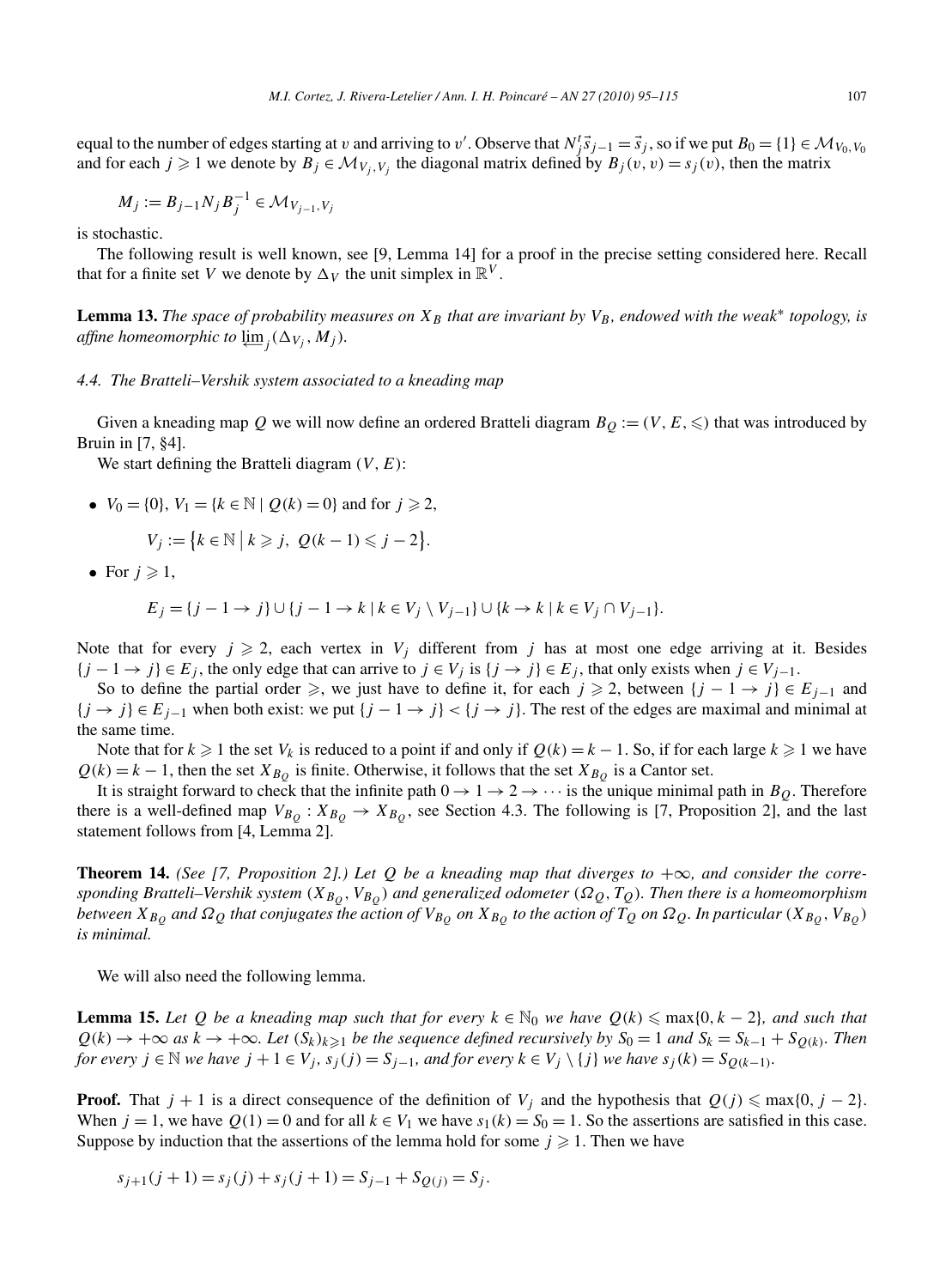equal to the number of edges starting at $v$ and arriving to $v'$. Observe that $N_j^t \vec{s}_{j-1} = \vec{s}_j$, so if we put $B_0 = \{1\} \in \mathcal{M}_{V_0,V_0}$ and for each $j \geqslant 1$ we denote by $B_j \in \mathcal{M}_{V_j,V_j}$ the diagonal matrix defined by $B_j(v,v) = s_j(v)$, then the matrix

$$M_j := B_{j-1} N_j B_j^{-1} \in \mathcal{M}_{V_{j-1},V_j}$$

is stochastic.

The following result is well known, see [9, Lemma 14] for a proof in the precise setting considered here. Recall that for a finite set $V$ we denote by $\Delta_V$ the unit simplex in $\mathbb{R}^V$.

**Lemma 13.** *The space of probability measures on $X_B$ that are invariant by $V_B$, endowed with the weak* topology, is affine homeomorphic to $\varprojlim_j(\Delta_{V_j}, M_j)$.*

### 4.4. The Bratteli–Vershik system associated to a kneading map

Given a kneading map $Q$ we will now define an ordered Bratteli diagram $B_Q := (V, E, \leqslant)$ that was introduced by Bruin in [7, §4].

We start defining the Bratteli diagram $(V, E)$:

- $V_0 = \{0\}$, $V_1 = \{k \in \mathbb{N} \mid Q(k) = 0\}$ and for $j \geqslant 2$,

  $$V_j := \{k \in \mathbb{N} \mid k \geqslant j,\ Q(k-1) \leqslant j-2\}.$$

- For $j \geqslant 1$,

  $$E_j = \{j-1 \to j\} \cup \{j-1 \to k \mid k \in V_j \setminus V_{j-1}\} \cup \{k \to k \mid k \in V_j \cap V_{j-1}\}.$$

Note that for every $j \geqslant 2$, each vertex in $V_j$ different from $j$ has at most one edge arriving at it. Besides $\{j-1 \to j\} \in E_j$, the only edge that can arrive to $j \in V_j$ is $\{j \to j\} \in E_j$, that only exists when $j \in V_{j-1}$.

So to define the partial order $\geqslant$, we just have to define it, for each $j \geqslant 2$, between $\{j-1 \to j\} \in E_{j-1}$ and $\{j \to j\} \in E_{j-1}$ when both exist: we put $\{j-1 \to j\} < \{j \to j\}$. The rest of the edges are maximal and minimal at the same time.

Note that for $k \geqslant 1$ the set $V_k$ is reduced to a point if and only if $Q(k) = k-1$. So, if for each large $k \geqslant 1$ we have $Q(k) = k-1$, then the set $X_{B_Q}$ is finite. Otherwise, it follows that the set $X_{B_Q}$ is a Cantor set.

It is straight forward to check that the infinite path $0 \to 1 \to 2 \to \cdots$ is the unique minimal path in $B_Q$. Therefore there is a well-defined map $V_{B_Q} : X_{B_Q} \to X_{B_Q}$, see Section 4.3. The following is [7, Proposition 2], and the last statement follows from [4, Lemma 2].

**Theorem 14.** *(See [7, Proposition 2].) Let $Q$ be a kneading map that diverges to $+\infty$, and consider the corresponding Bratteli–Vershik system $(X_{B_Q}, V_{B_Q})$ and generalized odometer $(\Omega_Q, T_Q)$. Then there is a homeomorphism between $X_{B_Q}$ and $\Omega_Q$ that conjugates the action of $V_{B_Q}$ on $X_{B_Q}$ to the action of $T_Q$ on $\Omega_Q$. In particular $(X_{B_Q}, V_{B_Q})$ is minimal.*

We will also need the following lemma.

**Lemma 15.** *Let $Q$ be a kneading map such that for every $k \in \mathbb{N}_0$ we have $Q(k) \leqslant \max\{0, k-2\}$, and such that $Q(k) \to +\infty$ as $k \to +\infty$. Let $(S_k)_{k \geqslant 1}$ be the sequence defined recursively by $S_0 = 1$ and $S_k = S_{k-1} + S_{Q(k)}$. Then for every $j \in \mathbb{N}$ we have $j+1 \in V_j$, $s_j(j) = S_{j-1}$, and for every $k \in V_j \setminus \{j\}$ we have $s_j(k) = S_{Q(k-1)}$.*

**Proof.** That $j+1$ is a direct consequence of the definition of $V_j$ and the hypothesis that $Q(j) \leqslant \max\{0, j-2\}$. When $j = 1$, we have $Q(1) = 0$ and for all $k \in V_1$ we have $s_1(k) = S_0 = 1$. So the assertions are satisfied in this case. Suppose by induction that the assertions of the lemma hold for some $j \geqslant 1$. Then we have

$$s_{j+1}(j+1) = s_j(j) + s_j(j+1) = S_{j-1} + S_{Q(j)} = S_j.$$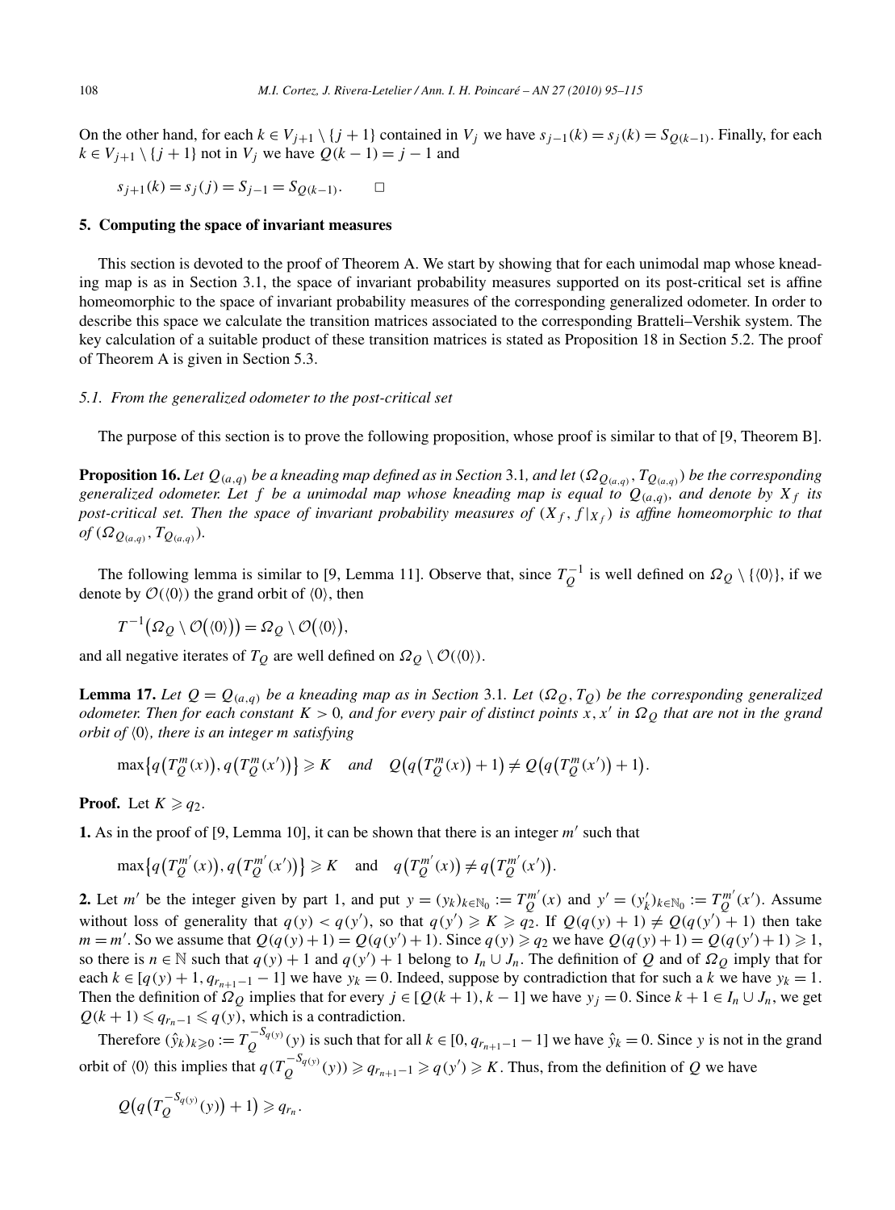On the other hand, for each $k \in V_{j+1} \setminus \{j+1\}$ contained in $V_j$ we have $s_{j-1}(k) = s_j(k) = S_{Q(k-1)}$. Finally, for each $k \in V_{j+1} \setminus \{j+1\}$ not in $V_j$ we have $Q(k-1) = j-1$ and

$$s_{j+1}(k) = s_j(j) = S_{j-1} = S_{Q(k-1)}. \qquad \square$$

## 5. Computing the space of invariant measures

This section is devoted to the proof of Theorem A. We start by showing that for each unimodal map whose kneading map is as in Section 3.1, the space of invariant probability measures supported on its post-critical set is affine homeomorphic to the space of invariant probability measures of the corresponding generalized odometer. In order to describe this space we calculate the transition matrices associated to the corresponding Bratteli–Vershik system. The key calculation of a suitable product of these transition matrices is stated as Proposition 18 in Section 5.2. The proof of Theorem A is given in Section 5.3.

### 5.1. From the generalized odometer to the post-critical set

The purpose of this section is to prove the following proposition, whose proof is similar to that of [9, Theorem B].

**Proposition 16.** *Let $Q_{(a,q)}$ be a kneading map defined as in Section* 3.1*, and let $(\Omega_{Q_{(a,q)}}, T_{Q_{(a,q)}})$ be the corresponding generalized odometer. Let $f$ be a unimodal map whose kneading map is equal to $Q_{(a,q)}$, and denote by $X_f$ its post-critical set. Then the space of invariant probability measures of $(X_f, f|_{X_f})$ is affine homeomorphic to that of $(\Omega_{Q_{(a,q)}}, T_{Q_{(a,q)}})$.*

The following lemma is similar to [9, Lemma 11]. Observe that, since $T_Q^{-1}$ is well defined on $\Omega_Q \setminus \{\langle 0 \rangle\}$, if we denote by $\mathcal{O}(\langle 0 \rangle)$ the grand orbit of $\langle 0 \rangle$, then

$$T^{-1}\big(\Omega_Q \setminus \mathcal{O}(\langle 0 \rangle)\big) = \Omega_Q \setminus \mathcal{O}(\langle 0 \rangle),$$

and all negative iterates of $T_Q$ are well defined on $\Omega_Q \setminus \mathcal{O}(\langle 0 \rangle)$.

**Lemma 17.** *Let $Q = Q_{(a,q)}$ be a kneading map as in Section* 3.1*. Let $(\Omega_Q, T_Q)$ be the corresponding generalized odometer. Then for each constant $K > 0$, and for every pair of distinct points $x, x'$ in $\Omega_Q$ that are not in the grand orbit of $\langle 0 \rangle$, there is an integer $m$ satisfying*

$$\max\big\{q\big(T_Q^m(x)\big), q\big(T_Q^m(x')\big)\big\} \geqslant K \quad \textit{and} \quad Q\big(q\big(T_Q^m(x)\big)+1\big) \neq Q\big(q\big(T_Q^m(x')\big)+1\big).$$

**Proof.** Let $K \geqslant q_2$.

**1.** As in the proof of [9, Lemma 10], it can be shown that there is an integer $m'$ such that

$$\max\big\{q\big(T_Q^{m'}(x)\big), q\big(T_Q^{m'}(x')\big)\big\} \geqslant K \quad \text{and} \quad q\big(T_Q^{m'}(x)\big) \neq q\big(T_Q^{m'}(x')\big).$$

**2.** Let $m'$ be the integer given by part 1, and put $y = (y_k)_{k \in \mathbb{N}_0} := T_Q^{m'}(x)$ and $y' = (y'_k)_{k \in \mathbb{N}_0} := T_Q^{m'}(x')$. Assume without loss of generality that $q(y) < q(y')$, so that $q(y') \geqslant K \geqslant q_2$. If $Q(q(y)+1) \neq Q(q(y')+1)$ then take $m = m'$. So we assume that $Q(q(y)+1) = Q(q(y')+1)$. Since $q(y) \geqslant q_2$ we have $Q(q(y)+1) = Q(q(y')+1) \geqslant 1$, so there is $n \in \mathbb{N}$ such that $q(y)+1$ and $q(y')+1$ belong to $I_n \cup J_n$. The definition of $Q$ and of $\Omega_Q$ imply that for each $k \in [q(y)+1, q_{r_{n+1}-1} - 1]$ we have $y_k = 0$. Indeed, suppose by contradiction that for such a $k$ we have $y_k = 1$. Then the definition of $\Omega_Q$ implies that for every $j \in [Q(k+1), k-1]$ we have $y_j = 0$. Since $k+1 \in I_n \cup J_n$, we get $Q(k+1) \leqslant q_{r_n - 1} \leqslant q(y)$, which is a contradiction.

Therefore $(\hat{y}_k)_{k \geqslant 0} := T_Q^{-S_{q(y)}}(y)$ is such that for all $k \in [0, q_{r_{n+1}-1} - 1]$ we have $\hat{y}_k = 0$. Since $y$ is not in the grand orbit of $\langle 0 \rangle$ this implies that $q(T_Q^{-S_{q(y)}}(y)) \geqslant q_{r_{n+1}-1} \geqslant q(y') \geqslant K$. Thus, from the definition of $Q$ we have

$$Q\big(q\big(T_Q^{-S_{q(y)}}(y)\big)+1\big) \geqslant q_{r_n}.$$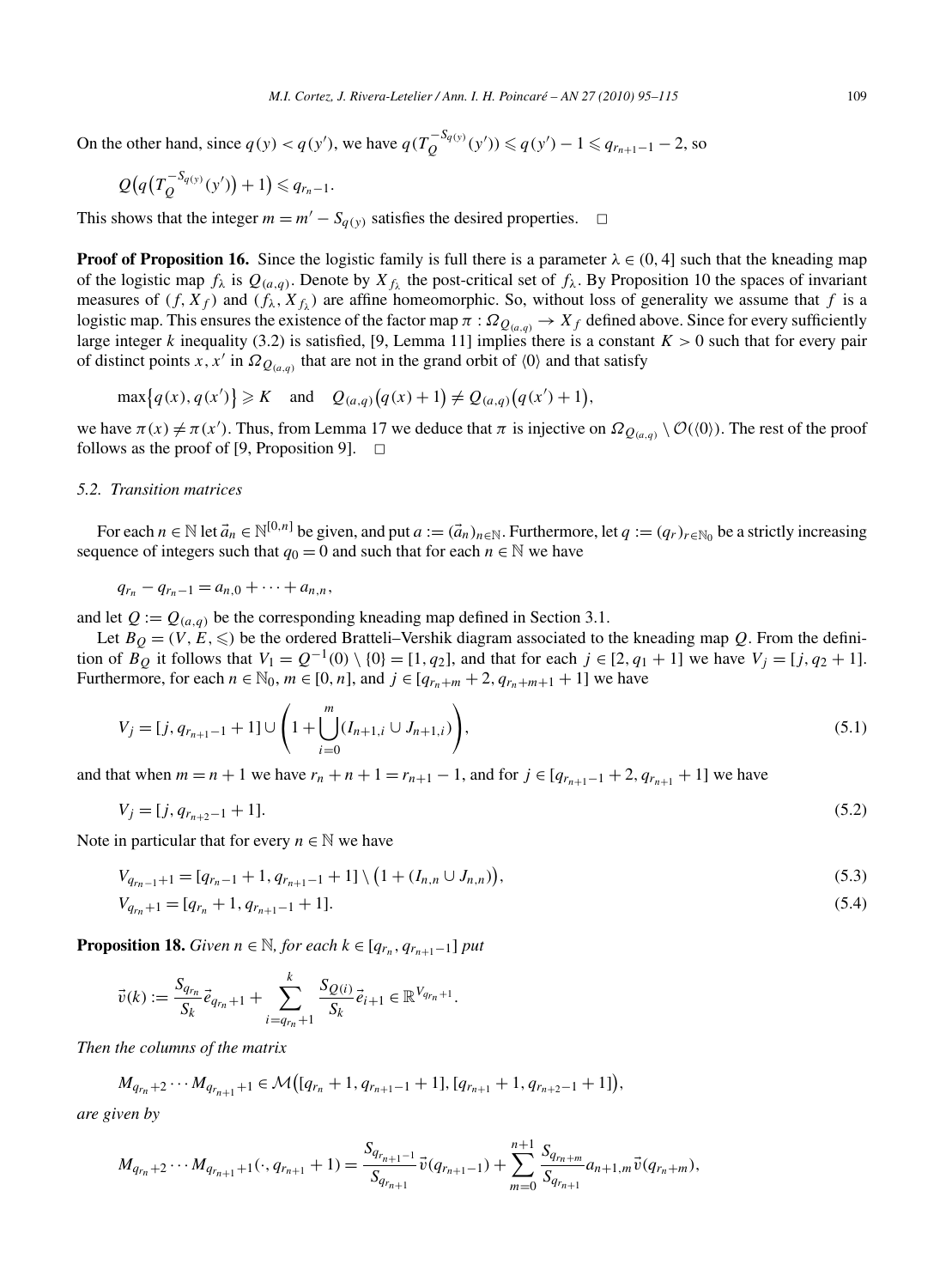On the other hand, since $q(y) < q(y')$, we have $q(T_Q^{-S_{q(y)}}(y')) \leqslant q(y') - 1 \leqslant q_{r_{n+1}-1} - 2$, so

$$Q\big(q\big(T_Q^{-S_{q(y)}}(y')\big) + 1\big) \leqslant q_{r_n-1}.$$

This shows that the integer $m = m' - S_{q(y)}$ satisfies the desired properties. $\square$

**Proof of Proposition 16.** Since the logistic family is full there is a parameter $\lambda \in (0, 4]$ such that the kneading map of the logistic map $f_\lambda$ is $Q_{(a,q)}$. Denote by $X_{f_\lambda}$ the post-critical set of $f_\lambda$. By Proposition 10 the spaces of invariant measures of $(f, X_f)$ and $(f_\lambda, X_{f_\lambda})$ are affine homeomorphic. So, without loss of generality we assume that $f$ is a logistic map. This ensures the existence of the factor map $\pi : \Omega_{Q_{(a,q)}} \to X_f$ defined above. Since for every sufficiently large integer $k$ inequality (3.2) is satisfied, [9, Lemma 11] implies there is a constant $K > 0$ such that for every pair of distinct points $x, x'$ in $\Omega_{Q_{(a,q)}}$ that are not in the grand orbit of $\langle 0 \rangle$ and that satisfy

$$\max\{q(x), q(x')\} \geqslant K \quad \text{and} \quad Q_{(a,q)}\big(q(x) + 1\big) \neq Q_{(a,q)}\big(q(x') + 1\big),$$

we have $\pi(x) \neq \pi(x')$. Thus, from Lemma 17 we deduce that $\pi$ is injective on $\Omega_{Q_{(a,q)}} \setminus \mathcal{O}(\langle 0 \rangle)$. The rest of the proof follows as the proof of [9, Proposition 9]. $\square$

### 5.2. Transition matrices

For each $n \in \mathbb{N}$ let $\vec{a}_n \in \mathbb{N}^{[0,n]}$ be given, and put $a := (\vec{a}_n)_{n \in \mathbb{N}}$. Furthermore, let $q := (q_r)_{r \in \mathbb{N}_0}$ be a strictly increasing sequence of integers such that $q_0 = 0$ and such that for each $n \in \mathbb{N}$ we have

$$q_{r_n} - q_{r_n-1} = a_{n,0} + \cdots + a_{n,n},$$

and let $Q := Q_{(a,q)}$ be the corresponding kneading map defined in Section 3.1.

Let $B_Q = (V, E, \leqslant)$ be the ordered Bratteli–Vershik diagram associated to the kneading map $Q$. From the definition of $B_Q$ it follows that $V_1 = Q^{-1}(0) \setminus \{0\} = [1, q_2]$, and that for each $j \in [2, q_1 + 1]$ we have $V_j = [j, q_2 + 1]$. Furthermore, for each $n \in \mathbb{N}_0$, $m \in [0, n]$, and $j \in [q_{r_n+m} + 2, q_{r_n+m+1} + 1]$ we have

$$V_j = [j, q_{r_{n+1}-1} + 1] \cup \left(1 + \bigcup_{i=0}^{m} (I_{n+1,i} \cup J_{n+1,i})\right), \tag{5.1}$$

and that when $m = n + 1$ we have $r_n + n + 1 = r_{n+1} - 1$, and for $j \in [q_{r_{n+1}-1} + 2, q_{r_{n+1}} + 1]$ we have

$$V_j = [j, q_{r_{n+2}-1} + 1]. \tag{5.2}$$

Note in particular that for every $n \in \mathbb{N}$ we have

$$V_{q_{r_n-1}+1} = [q_{r_n-1} + 1, q_{r_{n+1}-1} + 1] \setminus \big(1 + (I_{n,n} \cup J_{n,n})\big), \tag{5.3}$$

$$V_{q_{r_n}+1} = [q_{r_n} + 1, q_{r_{n+1}-1} + 1]. \tag{5.4}$$

**Proposition 18.** *Given $n \in \mathbb{N}$, for each $k \in [q_{r_n}, q_{r_{n+1}-1}]$ put*

$$\vec{v}(k) := \frac{S_{q_{r_n}}}{S_k} \vec{e}_{q_{r_n}+1} + \sum_{i=q_{r_n}+1}^{k} \frac{S_{Q(i)}}{S_k} \vec{e}_{i+1} \in \mathbb{R}^{V_{q_{r_n}+1}}.$$

*Then the columns of the matrix*

$$M_{q_{r_n}+2} \cdots M_{q_{r_{n+1}}+1} \in \mathcal{M}\big([q_{r_n} + 1, q_{r_{n+1}-1} + 1], [q_{r_{n+1}} + 1, q_{r_{n+2}-1} + 1]\big),$$

*are given by*

$$M_{q_{r_n}+2} \cdots M_{q_{r_{n+1}}+1}(\cdot, q_{r_{n+1}} + 1) = \frac{S_{q_{r_{n+1}-1}}}{S_{q_{r_{n+1}}}} \vec{v}(q_{r_{n+1}-1}) + \sum_{m=0}^{n+1} \frac{S_{q_{r_n+m}}}{S_{q_{r_{n+1}}}} a_{n+1,m} \vec{v}(q_{r_n+m}),$$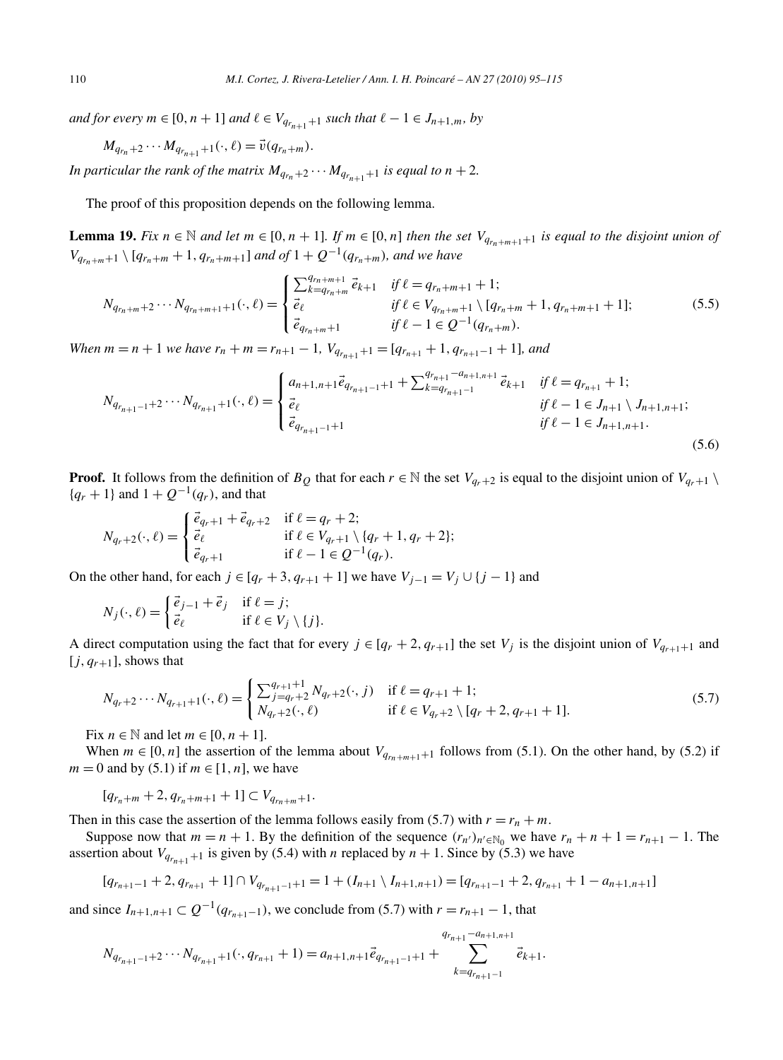*and for every* $m \in [0, n+1]$ *and* $\ell \in V_{q_{r_{n+1}}+1}$ *such that* $\ell - 1 \in J_{n+1,m}$, *by*

$$M_{q_{r_n}+2} \cdots M_{q_{r_{n+1}}+1}(\cdot, \ell) = \vec{v}(q_{r_n+m}).$$

*In particular the rank of the matrix* $M_{q_{r_n}+2} \cdots M_{q_{r_{n+1}}+1}$ *is equal to* $n+2$.

The proof of this proposition depends on the following lemma.

**Lemma 19.** *Fix* $n \in \mathbb{N}$ *and let* $m \in [0, n+1]$. *If* $m \in [0, n]$ *then the set* $V_{q_{r_n+m+1}+1}$ *is equal to the disjoint union of* $V_{q_{r_n+m}+1} \setminus [q_{r_n+m}+1, q_{r_n+m+1}]$ *and of* $1 + Q^{-1}(q_{r_n+m})$, *and we have*

$$N_{q_{r_n+m}+2} \cdots N_{q_{r_n+m+1}+1}(\cdot, \ell) = \begin{cases} \sum_{k=q_{r_n+m}}^{q_{r_n+m+1}} \vec{e}_{k+1} & \text{if } \ell = q_{r_n+m+1}+1; \\ \vec{e}_\ell & \text{if } \ell \in V_{q_{r_n+m}+1} \setminus [q_{r_n+m}+1, q_{r_n+m+1}+1]; \\ \vec{e}_{q_{r_n+m}+1} & \text{if } \ell - 1 \in Q^{-1}(q_{r_n+m}). \end{cases} \tag{5.5}$$

*When* $m = n+1$ *we have* $r_n + m = r_{n+1} - 1$, $V_{q_{r_{n+1}}+1} = [q_{r_{n+1}}+1, q_{r_{n+1}-1}+1]$, *and*

$$N_{q_{r_{n+1}-1}+2} \cdots N_{q_{r_{n+1}}+1}(\cdot, \ell) = \begin{cases} a_{n+1,n+1}\vec{e}_{q_{r_{n+1}-1}+1} + \sum_{k=q_{r_{n+1}-1}}^{q_{r_{n+1}}-a_{n+1,n+1}} \vec{e}_{k+1} & \text{if } \ell = q_{r_{n+1}}+1; \\ \vec{e}_\ell & \text{if } \ell - 1 \in J_{n+1} \setminus J_{n+1,n+1}; \\ \vec{e}_{q_{r_{n+1}-1}+1} & \text{if } \ell - 1 \in J_{n+1,n+1}. \end{cases} \tag{5.6}$$

**Proof.** It follows from the definition of $B_Q$ that for each $r \in \mathbb{N}$ the set $V_{q_r+2}$ is equal to the disjoint union of $V_{q_r+1} \setminus \{q_r+1\}$ and $1 + Q^{-1}(q_r)$, and that

$$N_{q_r+2}(\cdot, \ell) = \begin{cases} \vec{e}_{q_r+1} + \vec{e}_{q_r+2} & \text{if } \ell = q_r+2; \\ \vec{e}_\ell & \text{if } \ell \in V_{q_r+1} \setminus \{q_r+1, q_r+2\}; \\ \vec{e}_{q_r+1} & \text{if } \ell - 1 \in Q^{-1}(q_r). \end{cases}$$

On the other hand, for each $j \in [q_r+3, q_{r+1}+1]$ we have $V_{j-1} = V_j \cup \{j-1\}$ and

$$N_j(\cdot, \ell) = \begin{cases} \vec{e}_{j-1} + \vec{e}_j & \text{if } \ell = j; \\ \vec{e}_\ell & \text{if } \ell \in V_j \setminus \{j\}. \end{cases}$$

A direct computation using the fact that for every $j \in [q_r+2, q_{r+1}]$ the set $V_j$ is the disjoint union of $V_{q_{r+1}+1}$ and $[j, q_{r+1}]$, shows that

$$N_{q_r+2} \cdots N_{q_{r+1}+1}(\cdot, \ell) = \begin{cases} \sum_{j=q_r+2}^{q_{r+1}+1} N_{q_r+2}(\cdot, j) & \text{if } \ell = q_{r+1}+1; \\ N_{q_r+2}(\cdot, \ell) & \text{if } \ell \in V_{q_r+2} \setminus [q_r+2, q_{r+1}+1]. \end{cases} \tag{5.7}$$

Fix $n \in \mathbb{N}$ and let $m \in [0, n+1]$.

When $m \in [0, n]$ the assertion of the lemma about $V_{q_{r_n+m+1}+1}$ follows from (5.1). On the other hand, by (5.2) if $m = 0$ and by (5.1) if $m \in [1, n]$, we have

$$[q_{r_n+m}+2, q_{r_n+m+1}+1] \subset V_{q_{r_n+m}+1}.$$

Then in this case the assertion of the lemma follows easily from (5.7) with $r = r_n + m$.

Suppose now that $m = n+1$. By the definition of the sequence $(r_{n'})_{n' \in \mathbb{N}_0}$ we have $r_n + n + 1 = r_{n+1} - 1$. The assertion about $V_{q_{r_{n+1}}+1}$ is given by (5.4) with $n$ replaced by $n+1$. Since by (5.3) we have

$$[q_{r_{n+1}-1}+2, q_{r_{n+1}}+1] \cap V_{q_{r_{n+1}-1}+1} = 1 + (I_{n+1} \setminus I_{n+1,n+1}) = [q_{r_{n+1}-1}+2, q_{r_{n+1}}+1-a_{n+1,n+1}]$$

and since $I_{n+1,n+1} \subset Q^{-1}(q_{r_{n+1}-1})$, we conclude from (5.7) with $r = r_{n+1} - 1$, that

$$N_{q_{r_{n+1}-1}+2} \cdots N_{q_{r_{n+1}}+1}(\cdot, q_{r_{n+1}}+1) = a_{n+1,n+1}\vec{e}_{q_{r_{n+1}-1}+1} + \sum_{k=q_{r_{n+1}-1}}^{q_{r_{n+1}}-a_{n+1,n+1}} \vec{e}_{k+1}.$$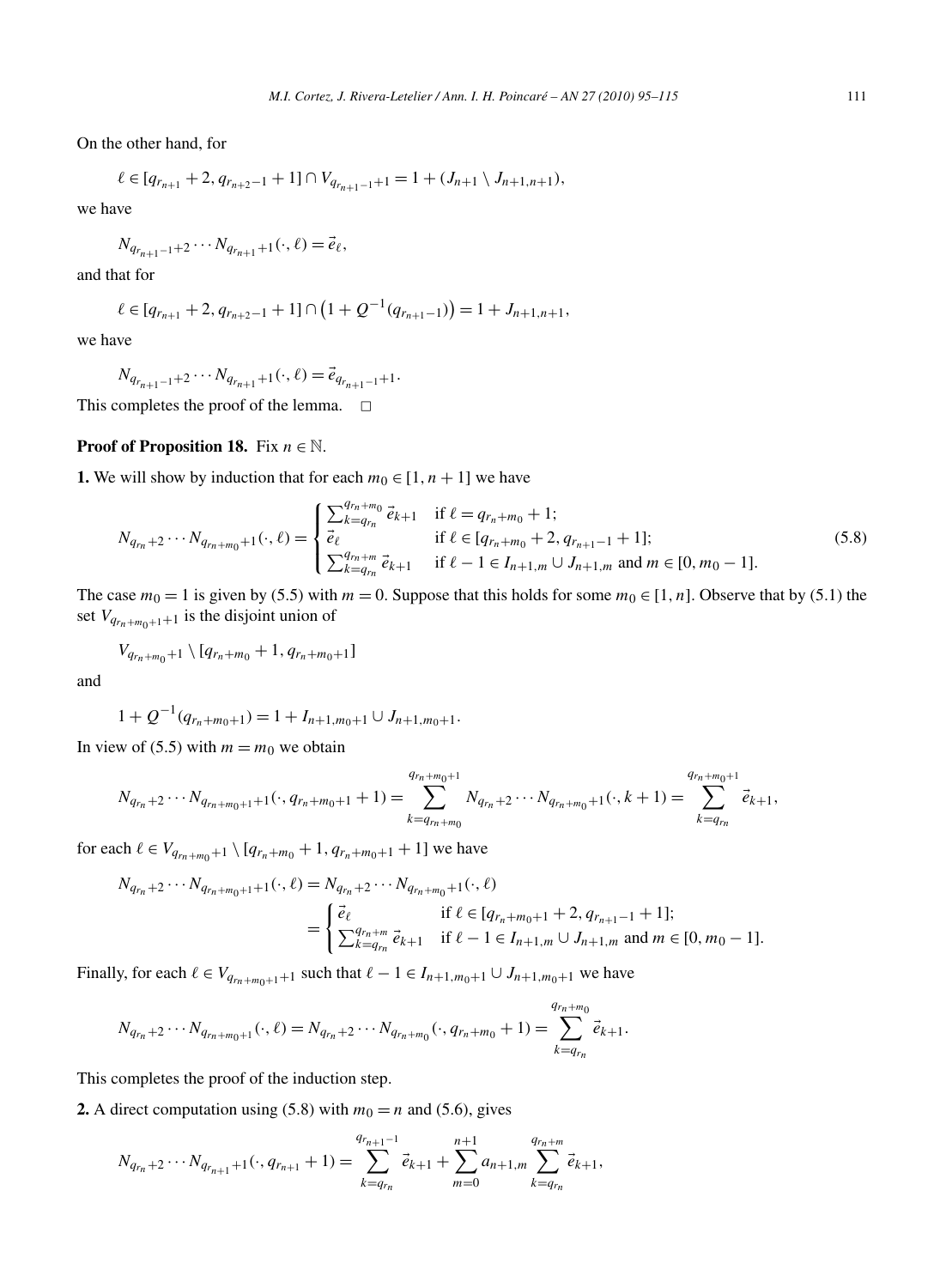On the other hand, for

$$\ell \in [q_{r_{n+1}} + 2, q_{r_{n+2}-1} + 1] \cap V_{q_{r_{n+1}-1}+1} = 1 + (J_{n+1} \setminus J_{n+1,n+1}),$$

we have

$$N_{q_{r_{n+1}-1}+2} \cdots N_{q_{r_{n+1}}+1}(\cdot, \ell) = \vec{e}_\ell,$$

and that for

$$\ell \in [q_{r_{n+1}} + 2, q_{r_{n+2}-1} + 1] \cap \left(1 + Q^{-1}(q_{r_{n+1}-1})\right) = 1 + J_{n+1,n+1},$$

we have

$$N_{q_{r_{n+1}-1}+2} \cdots N_{q_{r_{n+1}}+1}(\cdot, \ell) = \vec{e}_{q_{r_{n+1}-1}+1}.$$

This completes the proof of the lemma. □

**Proof of Proposition 18.** Fix $n \in \mathbb{N}$.

**1.** We will show by induction that for each $m_0 \in [1, n+1]$ we have

$$N_{q_{r_n}+2} \cdots N_{q_{r_n+m_0}+1}(\cdot, \ell) = \begin{cases} \sum_{k=q_{r_n}}^{q_{r_n+m_0}} \vec{e}_{k+1} & \text{if } \ell = q_{r_n+m_0} + 1; \\ \vec{e}_\ell & \text{if } \ell \in [q_{r_n+m_0} + 2, q_{r_{n+1}-1} + 1]; \\ \sum_{k=q_{r_n}}^{q_{r_n+m}} \vec{e}_{k+1} & \text{if } \ell - 1 \in I_{n+1,m} \cup J_{n+1,m} \text{ and } m \in [0, m_0 - 1]. \end{cases} \tag{5.8}$$

The case $m_0 = 1$ is given by (5.5) with $m = 0$. Suppose that this holds for some $m_0 \in [1, n]$. Observe that by (5.1) the set $V_{q_{r_n+m_0+1}+1}$ is the disjoint union of

$$V_{q_{r_n+m_0}+1} \setminus [q_{r_n+m_0} + 1, q_{r_n+m_0+1}]$$

and

$$1 + Q^{-1}(q_{r_n+m_0+1}) = 1 + I_{n+1,m_0+1} \cup J_{n+1,m_0+1}.$$

In view of (5.5) with $m = m_0$ we obtain

$$N_{q_{r_n}+2} \cdots N_{q_{r_n+m_0+1}+1}(\cdot, q_{r_n+m_0+1} + 1) = \sum_{k=q_{r_n+m_0}}^{q_{r_n+m_0+1}} N_{q_{r_n}+2} \cdots N_{q_{r_n+m_0}+1}(\cdot, k+1) = \sum_{k=q_{r_n}}^{q_{r_n+m_0+1}} \vec{e}_{k+1},$$

for each $\ell \in V_{q_{r_n+m_0}+1} \setminus [q_{r_n+m_0} + 1, q_{r_n+m_0+1} + 1]$ we have

$$\begin{aligned} N_{q_{r_n}+2} \cdots N_{q_{r_n+m_0+1}+1}(\cdot, \ell) &= N_{q_{r_n}+2} \cdots N_{q_{r_n+m_0}+1}(\cdot, \ell) \\ &= \begin{cases} \vec{e}_\ell & \text{if } \ell \in [q_{r_n+m_0+1} + 2, q_{r_{n+1}-1} + 1]; \\ \sum_{k=q_{r_n}}^{q_{r_n+m}} \vec{e}_{k+1} & \text{if } \ell - 1 \in I_{n+1,m} \cup J_{n+1,m} \text{ and } m \in [0, m_0 - 1]. \end{cases} \end{aligned}$$

Finally, for each $\ell \in V_{q_{r_n+m_0+1}+1}$ such that $\ell - 1 \in I_{n+1,m_0+1} \cup J_{n+1,m_0+1}$ we have

$$N_{q_{r_n}+2} \cdots N_{q_{r_n+m_0+1}}(\cdot, \ell) = N_{q_{r_n}+2} \cdots N_{q_{r_n+m_0}}(\cdot, q_{r_n+m_0} + 1) = \sum_{k=q_{r_n}}^{q_{r_n+m_0}} \vec{e}_{k+1}.$$

This completes the proof of the induction step.

**2.** A direct computation using (5.8) with $m_0 = n$ and (5.6), gives

$$N_{q_{r_n}+2} \cdots N_{q_{r_{n+1}}+1}(\cdot, q_{r_{n+1}} + 1) = \sum_{k=q_{r_n}}^{q_{r_{n+1}-1}} \vec{e}_{k+1} + \sum_{m=0}^{n+1} a_{n+1,m} \sum_{k=q_{r_n}}^{q_{r_n+m}} \vec{e}_{k+1},$$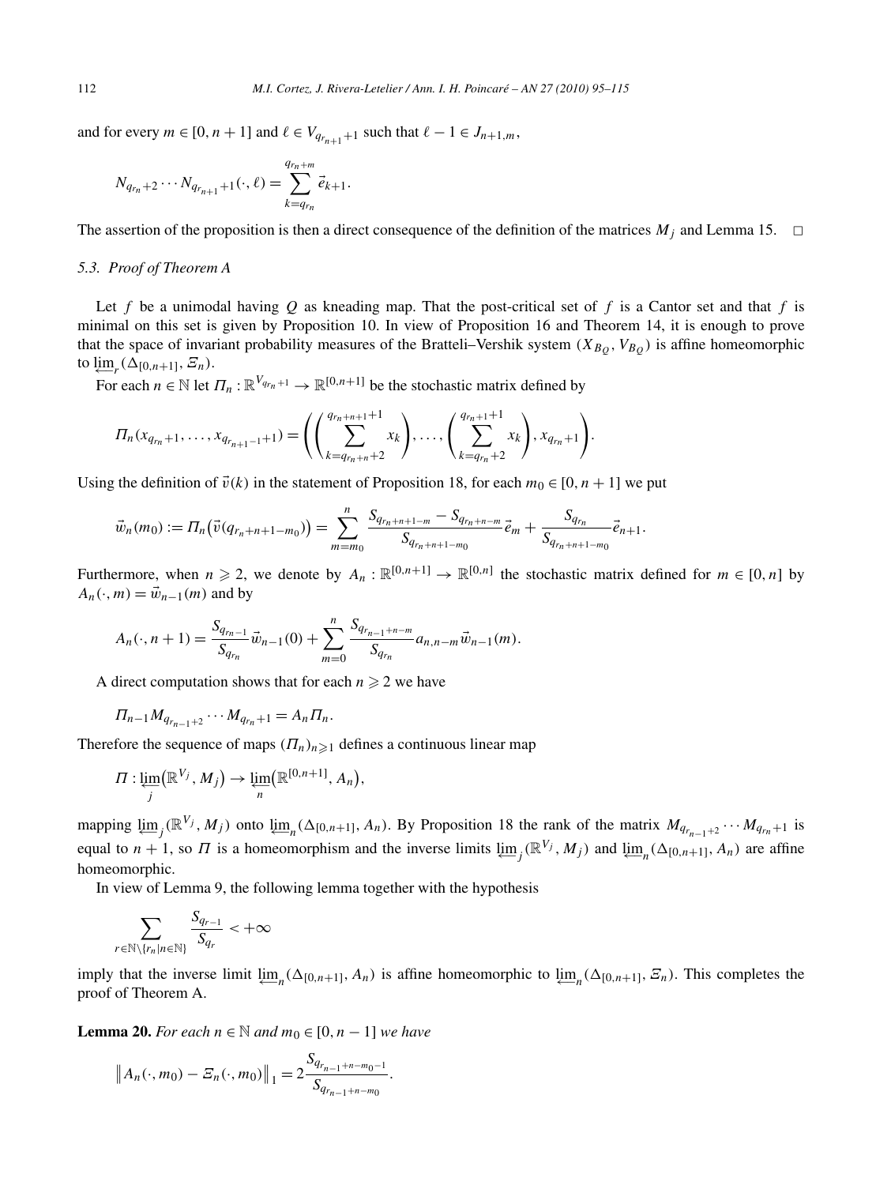and for every $m \in [0, n+1]$ and $\ell \in V_{q_{r_{n+1}}+1}$ such that $\ell - 1 \in J_{n+1,m}$,

$$N_{q_{r_n}+2} \cdots N_{q_{r_{n+1}}+1}(\cdot, \ell) = \sum_{k=q_{r_n}}^{q_{r_n+m}} \vec{e}_{k+1}.$$

The assertion of the proposition is then a direct consequence of the definition of the matrices $M_j$ and Lemma 15. $\square$

### 5.3. Proof of Theorem A

Let $f$ be a unimodal having $Q$ as kneading map. That the post-critical set of $f$ is a Cantor set and that $f$ is minimal on this set is given by Proposition 10. In view of Proposition 16 and Theorem 14, it is enough to prove that the space of invariant probability measures of the Bratteli–Vershik system $(X_{B_Q}, V_{B_Q})$ is affine homeomorphic to $\varprojlim_r (\Delta_{[0,n+1]}, \Xi_n)$.

For each $n \in \mathbb{N}$ let $\Pi_n : \mathbb{R}^{V_{q_{r_n}+1}} \to \mathbb{R}^{[0,n+1]}$ be the stochastic matrix defined by

$$\Pi_n(x_{q_{r_n}+1}, \ldots, x_{q_{r_{n+1}-1}+1}) = \left( \left( \sum_{k=q_{r_n+n}+2}^{q_{r_n+n+1}+1} x_k \right), \ldots, \left( \sum_{k=q_{r_n}+2}^{q_{r_n+1}+1} x_k \right), x_{q_{r_n}+1} \right).$$

Using the definition of $\vec{v}(k)$ in the statement of Proposition 18, for each $m_0 \in [0, n+1]$ we put

$$\vec{w}_n(m_0) := \Pi_n\big(\vec{v}(q_{r_n+n+1-m_0})\big) = \sum_{m=m_0}^{n} \frac{S_{q_{r_n+n+1-m}} - S_{q_{r_n+n-m}}}{S_{q_{r_n+n+1-m_0}}} \vec{e}_m + \frac{S_{q_{r_n}}}{S_{q_{r_n+n+1-m_0}}} \vec{e}_{n+1}.$$

Furthermore, when $n \geqslant 2$, we denote by $A_n : \mathbb{R}^{[0,n+1]} \to \mathbb{R}^{[0,n]}$ the stochastic matrix defined for $m \in [0, n]$ by $A_n(\cdot, m) = \vec{w}_{n-1}(m)$ and by

$$A_n(\cdot, n+1) = \frac{S_{q_{r_{n-1}}}}{S_{q_{r_n}}} \vec{w}_{n-1}(0) + \sum_{m=0}^{n} \frac{S_{q_{r_{n-1}+n-m}}}{S_{q_{r_n}}} a_{n,n-m} \vec{w}_{n-1}(m).$$

A direct computation shows that for each $n \geqslant 2$ we have

$$\Pi_{n-1} M_{q_{r_{n-1}+2}} \cdots M_{q_{r_n}+1} = A_n \Pi_n.$$

Therefore the sequence of maps $(\Pi_n)_{n \geqslant 1}$ defines a continuous linear map

$$\Pi : \varprojlim_j \big(\mathbb{R}^{V_j}, M_j\big) \to \varprojlim_n \big(\mathbb{R}^{[0,n+1]}, A_n\big),$$

mapping $\varprojlim_j (\mathbb{R}^{V_j}, M_j)$ onto $\varprojlim_n (\Delta_{[0,n+1]}, A_n)$. By Proposition 18 the rank of the matrix $M_{q_{r_{n-1}+2}} \cdots M_{q_{r_n}+1}$ is equal to $n+1$, so $\Pi$ is a homeomorphism and the inverse limits $\varprojlim_j (\mathbb{R}^{V_j}, M_j)$ and $\varprojlim_n (\Delta_{[0,n+1]}, A_n)$ are affine homeomorphic.

In view of Lemma 9, the following lemma together with the hypothesis

$$\sum_{r \in \mathbb{N} \setminus \{r_n | n \in \mathbb{N}\}} \frac{S_{q_{r-1}}}{S_{q_r}} < +\infty$$

imply that the inverse limit $\varprojlim_n (\Delta_{[0,n+1]}, A_n)$ is affine homeomorphic to $\varprojlim_n (\Delta_{[0,n+1]}, \Xi_n)$. This completes the proof of Theorem A.

**Lemma 20.** *For each $n \in \mathbb{N}$ and $m_0 \in [0, n-1]$ we have*

$$\big\| A_n(\cdot, m_0) - \Xi_n(\cdot, m_0) \big\|_1 = 2 \frac{S_{q_{r_{n-1}+n-m_0-1}}}{S_{q_{r_{n-1}+n-m_0}}}.$$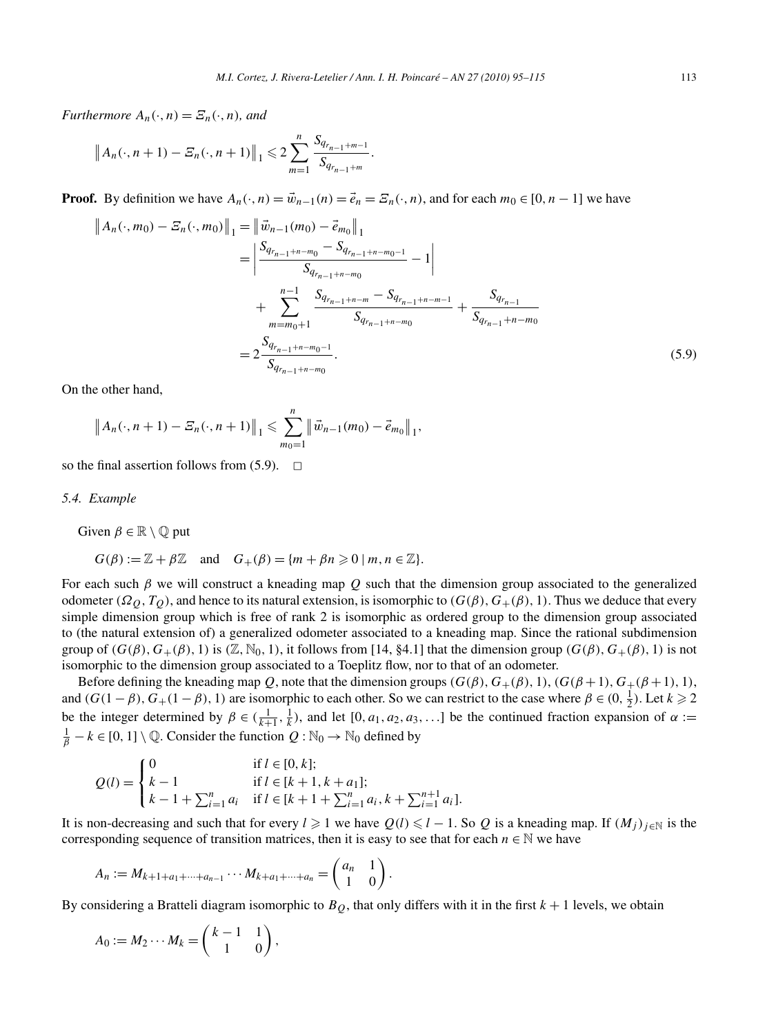*Furthermore* $A_n(\cdot, n) = \Xi_n(\cdot, n)$*, and*

$$\left\| A_n(\cdot, n+1) - \Xi_n(\cdot, n+1) \right\|_1 \leqslant 2 \sum_{m=1}^{n} \frac{S_{q_{r_{n-1}+m-1}}}{S_{q_{r_{n-1}+m}}}.$$

**Proof.** By definition we have $A_n(\cdot, n) = \vec{w}_{n-1}(n) = \vec{e}_n = \Xi_n(\cdot, n)$, and for each $m_0 \in [0, n-1]$ we have

$$\begin{aligned}
\left\| A_n(\cdot, m_0) - \Xi_n(\cdot, m_0) \right\|_1 &= \left\| \vec{w}_{n-1}(m_0) - \vec{e}_{m_0} \right\|_1 \\
&= \left| \frac{S_{q_{r_{n-1}+n-m_0}} - S_{q_{r_{n-1}+n-m_0-1}}}{S_{q_{r_{n-1}+n-m_0}}} - 1 \right| \\
&\quad + \sum_{m=m_0+1}^{n-1} \frac{S_{q_{r_{n-1}+n-m}} - S_{q_{r_{n-1}+n-m-1}}}{S_{q_{r_{n-1}+n-m_0}}} + \frac{S_{q_{r_{n-1}}}}{S_{q_{r_{n-1}+n-m_0}}} \\
&= 2 \frac{S_{q_{r_{n-1}+n-m_0-1}}}{S_{q_{r_{n-1}+n-m_0}}}.
\end{aligned} \tag{5.9}$$

On the other hand,

$$\left\| A_n(\cdot, n+1) - \Xi_n(\cdot, n+1) \right\|_1 \leqslant \sum_{m_0=1}^{n} \left\| \vec{w}_{n-1}(m_0) - \vec{e}_{m_0} \right\|_1,$$

so the final assertion follows from (5.9). $\square$

*5.4. Example*

Given $\beta \in \mathbb{R} \setminus \mathbb{Q}$ put

$$G(\beta) := \mathbb{Z} + \beta\mathbb{Z} \quad \text{and} \quad G_+(\beta) = \{m + \beta n \geqslant 0 \mid m, n \in \mathbb{Z}\}.$$

For each such $\beta$ we will construct a kneading map $Q$ such that the dimension group associated to the generalized odometer $(\Omega_Q, T_Q)$, and hence to its natural extension, is isomorphic to $(G(\beta), G_+(\beta), 1)$. Thus we deduce that every simple dimension group which is free of rank 2 is isomorphic as ordered group to the dimension group associated to (the natural extension of) a generalized odometer associated to a kneading map. Since the rational subdimension group of $(G(\beta), G_+(\beta), 1)$ is $(\mathbb{Z}, \mathbb{N}_0, 1)$, it follows from [14, §4.1] that the dimension group $(G(\beta), G_+(\beta), 1)$ is not isomorphic to the dimension group associated to a Toeplitz flow, nor to that of an odometer.

Before defining the kneading map $Q$, note that the dimension groups $(G(\beta), G_+(\beta), 1)$, $(G(\beta+1), G_+(\beta+1), 1)$, and $(G(1-\beta), G_+(1-\beta), 1)$ are isomorphic to each other. So we can restrict to the case where $\beta \in (0, \frac{1}{2})$. Let $k \geqslant 2$ be the integer determined by $\beta \in (\frac{1}{k+1}, \frac{1}{k})$, and let $[0, a_1, a_2, a_3, \ldots]$ be the continued fraction expansion of $\alpha := \frac{1}{\beta} - k \in [0, 1] \setminus \mathbb{Q}$. Consider the function $Q : \mathbb{N}_0 \to \mathbb{N}_0$ defined by

$$Q(l) = \begin{cases} 0 & \text{if } l \in [0, k]; \\ k-1 & \text{if } l \in [k+1, k+a_1]; \\ k-1+\sum_{i=1}^{n} a_i & \text{if } l \in [k+1+\sum_{i=1}^{n} a_i, k+\sum_{i=1}^{n+1} a_i]. \end{cases}$$

It is non-decreasing and such that for every $l \geqslant 1$ we have $Q(l) \leqslant l-1$. So $Q$ is a kneading map. If $(M_j)_{j \in \mathbb{N}}$ is the corresponding sequence of transition matrices, then it is easy to see that for each $n \in \mathbb{N}$ we have

$$A_n := M_{k+1+a_1+\cdots+a_{n-1}} \cdots M_{k+a_1+\cdots+a_n} = \begin{pmatrix} a_n & 1 \\ 1 & 0 \end{pmatrix}.$$

By considering a Bratteli diagram isomorphic to $B_Q$, that only differs with it in the first $k+1$ levels, we obtain

$$A_0 := M_2 \cdots M_k = \begin{pmatrix} k-1 & 1 \\ 1 & 0 \end{pmatrix},$$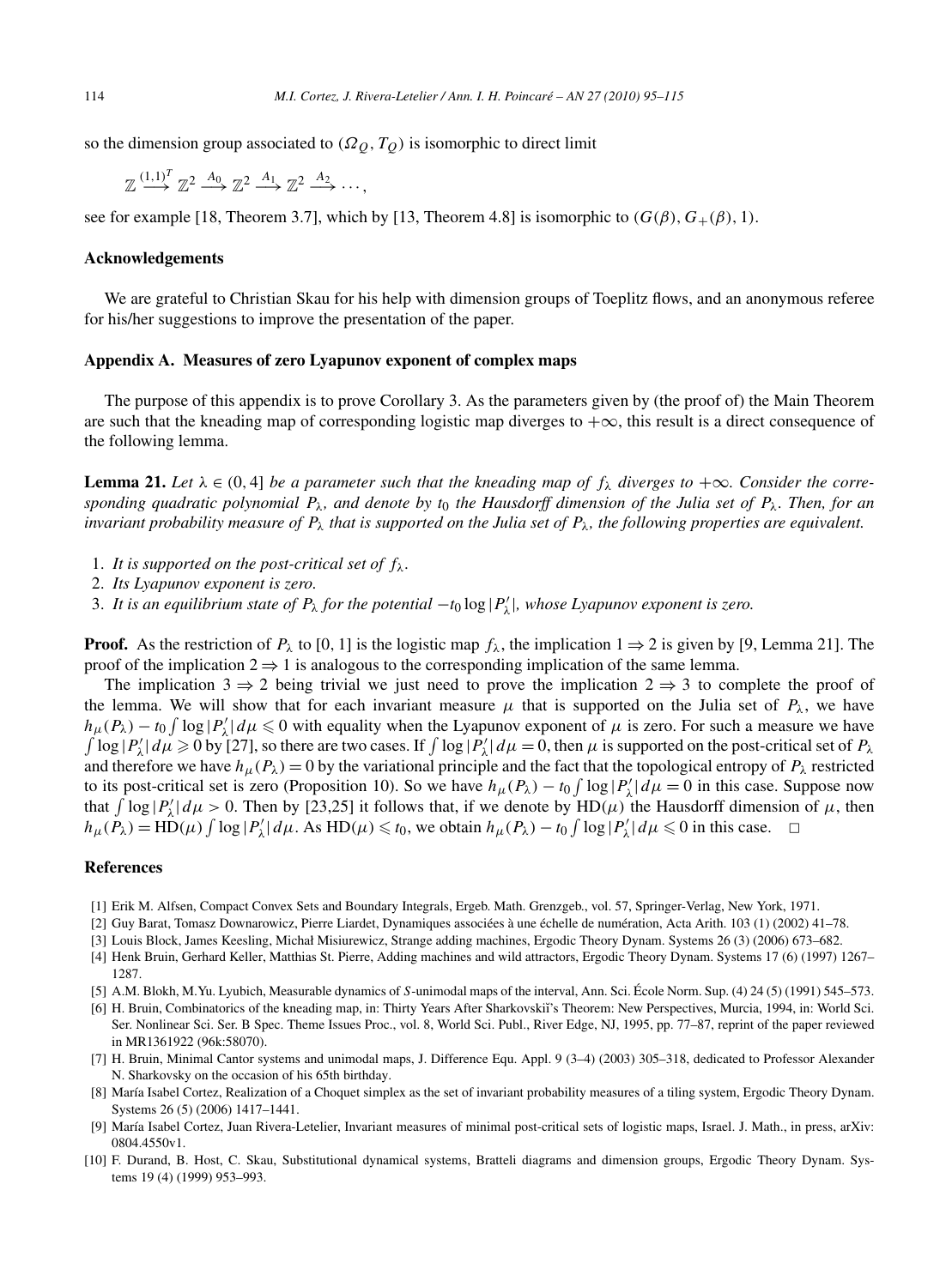so the dimension group associated to $(\Omega_Q, T_Q)$ is isomorphic to direct limit

$$\mathbb{Z} \xrightarrow{(1,1)^T} \mathbb{Z}^2 \xrightarrow{A_0} \mathbb{Z}^2 \xrightarrow{A_1} \mathbb{Z}^2 \xrightarrow{A_2} \cdots,$$

see for example [18, Theorem 3.7], which by [13, Theorem 4.8] is isomorphic to $(G(\beta), G_+(\beta), 1)$.

### Acknowledgements

We are grateful to Christian Skau for his help with dimension groups of Toeplitz flows, and an anonymous referee for his/her suggestions to improve the presentation of the paper.

## Appendix A. Measures of zero Lyapunov exponent of complex maps

The purpose of this appendix is to prove Corollary 3. As the parameters given by (the proof of) the Main Theorem are such that the kneading map of corresponding logistic map diverges to $+\infty$, this result is a direct consequence of the following lemma.

**Lemma 21.** *Let $\lambda \in (0, 4]$ be a parameter such that the kneading map of $f_\lambda$ diverges to $+\infty$. Consider the corresponding quadratic polynomial $P_\lambda$, and denote by $t_0$ the Hausdorff dimension of the Julia set of $P_\lambda$. Then, for an invariant probability measure of $P_\lambda$ that is supported on the Julia set of $P_\lambda$, the following properties are equivalent.*

1. *It is supported on the post-critical set of $f_\lambda$.*
2. *Its Lyapunov exponent is zero.*
3. *It is an equilibrium state of $P_\lambda$ for the potential $-t_0 \log |P_\lambda'|$, whose Lyapunov exponent is zero.*

**Proof.** As the restriction of $P_\lambda$ to $[0, 1]$ is the logistic map $f_\lambda$, the implication $1 \Rightarrow 2$ is given by [9, Lemma 21]. The proof of the implication $2 \Rightarrow 1$ is analogous to the corresponding implication of the same lemma.

The implication $3 \Rightarrow 2$ being trivial we just need to prove the implication $2 \Rightarrow 3$ to complete the proof of the lemma. We will show that for each invariant measure $\mu$ that is supported on the Julia set of $P_\lambda$, we have $h_\mu(P_\lambda) - t_0 \int \log |P_\lambda'| \, d\mu \leqslant 0$ with equality when the Lyapunov exponent of $\mu$ is zero. For such a measure we have $\int \log |P_\lambda'| \, d\mu \geqslant 0$ by [27], so there are two cases. If $\int \log |P_\lambda'| \, d\mu = 0$, then $\mu$ is supported on the post-critical set of $P_\lambda$ and therefore we have $h_\mu(P_\lambda) = 0$ by the variational principle and the fact that the topological entropy of $P_\lambda$ restricted to its post-critical set is zero (Proposition 10). So we have $h_\mu(P_\lambda) - t_0 \int \log |P_\lambda'| \, d\mu = 0$ in this case. Suppose now that $\int \log |P_\lambda'| \, d\mu > 0$. Then by [23,25] it follows that, if we denote by $\mathrm{HD}(\mu)$ the Hausdorff dimension of $\mu$, then $h_\mu(P_\lambda) = \mathrm{HD}(\mu) \int \log |P_\lambda'| \, d\mu$. As $\mathrm{HD}(\mu) \leqslant t_0$, we obtain $h_\mu(P_\lambda) - t_0 \int \log |P_\lambda'| \, d\mu \leqslant 0$ in this case. $\square$

### References

[1] Erik M. Alfsen, Compact Convex Sets and Boundary Integrals, Ergeb. Math. Grenzgeb., vol. 57, Springer-Verlag, New York, 1971.

[2] Guy Barat, Tomasz Downarowicz, Pierre Liardet, Dynamiques associées à une échelle de numération, Acta Arith. 103 (1) (2002) 41–78.

[3] Louis Block, James Keesling, Michał Misiurewicz, Strange adding machines, Ergodic Theory Dynam. Systems 26 (3) (2006) 673–682.

[4] Henk Bruin, Gerhard Keller, Matthias St. Pierre, Adding machines and wild attractors, Ergodic Theory Dynam. Systems 17 (6) (1997) 1267–1287.

[5] A.M. Blokh, M.Yu. Lyubich, Measurable dynamics of $S$-unimodal maps of the interval, Ann. Sci. École Norm. Sup. (4) 24 (5) (1991) 545–573.

[6] H. Bruin, Combinatorics of the kneading map, in: Thirty Years After Sharkovskiĭ's Theorem: New Perspectives, Murcia, 1994, in: World Sci. Ser. Nonlinear Sci. Ser. B Spec. Theme Issues Proc., vol. 8, World Sci. Publ., River Edge, NJ, 1995, pp. 77–87, reprint of the paper reviewed in MR1361922 (96k:58070).

[7] H. Bruin, Minimal Cantor systems and unimodal maps, J. Difference Equ. Appl. 9 (3–4) (2003) 305–318, dedicated to Professor Alexander N. Sharkovsky on the occasion of his 65th birthday.

[8] María Isabel Cortez, Realization of a Choquet simplex as the set of invariant probability measures of a tiling system, Ergodic Theory Dynam. Systems 26 (5) (2006) 1417–1441.

[9] María Isabel Cortez, Juan Rivera-Letelier, Invariant measures of minimal post-critical sets of logistic maps, Israel. J. Math., in press, arXiv: 0804.4550v1.

[10] F. Durand, B. Host, C. Skau, Substitutional dynamical systems, Bratteli diagrams and dimension groups, Ergodic Theory Dynam. Systems 19 (4) (1999) 953–993.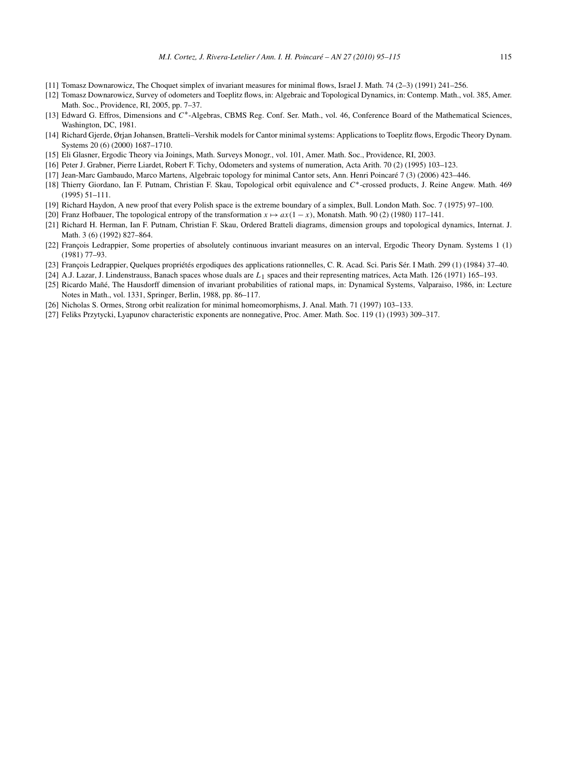[11] Tomasz Downarowicz, The Choquet simplex of invariant measures for minimal flows, Israel J. Math. 74 (2–3) (1991) 241–256.

[12] Tomasz Downarowicz, Survey of odometers and Toeplitz flows, in: Algebraic and Topological Dynamics, in: Contemp. Math., vol. 385, Amer. Math. Soc., Providence, RI, 2005, pp. 7–37.

[13] Edward G. Effros, Dimensions and $C^*$-Algebras, CBMS Reg. Conf. Ser. Math., vol. 46, Conference Board of the Mathematical Sciences, Washington, DC, 1981.

[14] Richard Gjerde, Ørjan Johansen, Bratteli–Vershik models for Cantor minimal systems: Applications to Toeplitz flows, Ergodic Theory Dynam. Systems 20 (6) (2000) 1687–1710.

[15] Eli Glasner, Ergodic Theory via Joinings, Math. Surveys Monogr., vol. 101, Amer. Math. Soc., Providence, RI, 2003.

[16] Peter J. Grabner, Pierre Liardet, Robert F. Tichy, Odometers and systems of numeration, Acta Arith. 70 (2) (1995) 103–123.

[17] Jean-Marc Gambaudo, Marco Martens, Algebraic topology for minimal Cantor sets, Ann. Henri Poincaré 7 (3) (2006) 423–446.

[18] Thierry Giordano, Ian F. Putnam, Christian F. Skau, Topological orbit equivalence and $C^*$-crossed products, J. Reine Angew. Math. 469 (1995) 51–111.

[19] Richard Haydon, A new proof that every Polish space is the extreme boundary of a simplex, Bull. London Math. Soc. 7 (1975) 97–100.

[20] Franz Hofbauer, The topological entropy of the transformation $x \mapsto ax(1-x)$, Monatsh. Math. 90 (2) (1980) 117–141.

[21] Richard H. Herman, Ian F. Putnam, Christian F. Skau, Ordered Bratteli diagrams, dimension groups and topological dynamics, Internat. J. Math. 3 (6) (1992) 827–864.

[22] François Ledrappier, Some properties of absolutely continuous invariant measures on an interval, Ergodic Theory Dynam. Systems 1 (1) (1981) 77–93.

[23] François Ledrappier, Quelques propriétés ergodiques des applications rationnelles, C. R. Acad. Sci. Paris Sér. I Math. 299 (1) (1984) 37–40.

[24] A.J. Lazar, J. Lindenstrauss, Banach spaces whose duals are $L_1$ spaces and their representing matrices, Acta Math. 126 (1971) 165–193.

[25] Ricardo Mañé, The Hausdorff dimension of invariant probabilities of rational maps, in: Dynamical Systems, Valparaiso, 1986, in: Lecture Notes in Math., vol. 1331, Springer, Berlin, 1988, pp. 86–117.

[26] Nicholas S. Ormes, Strong orbit realization for minimal homeomorphisms, J. Anal. Math. 71 (1997) 103–133.

[27] Feliks Przytycki, Lyapunov characteristic exponents are nonnegative, Proc. Amer. Math. Soc. 119 (1) (1993) 309–317.